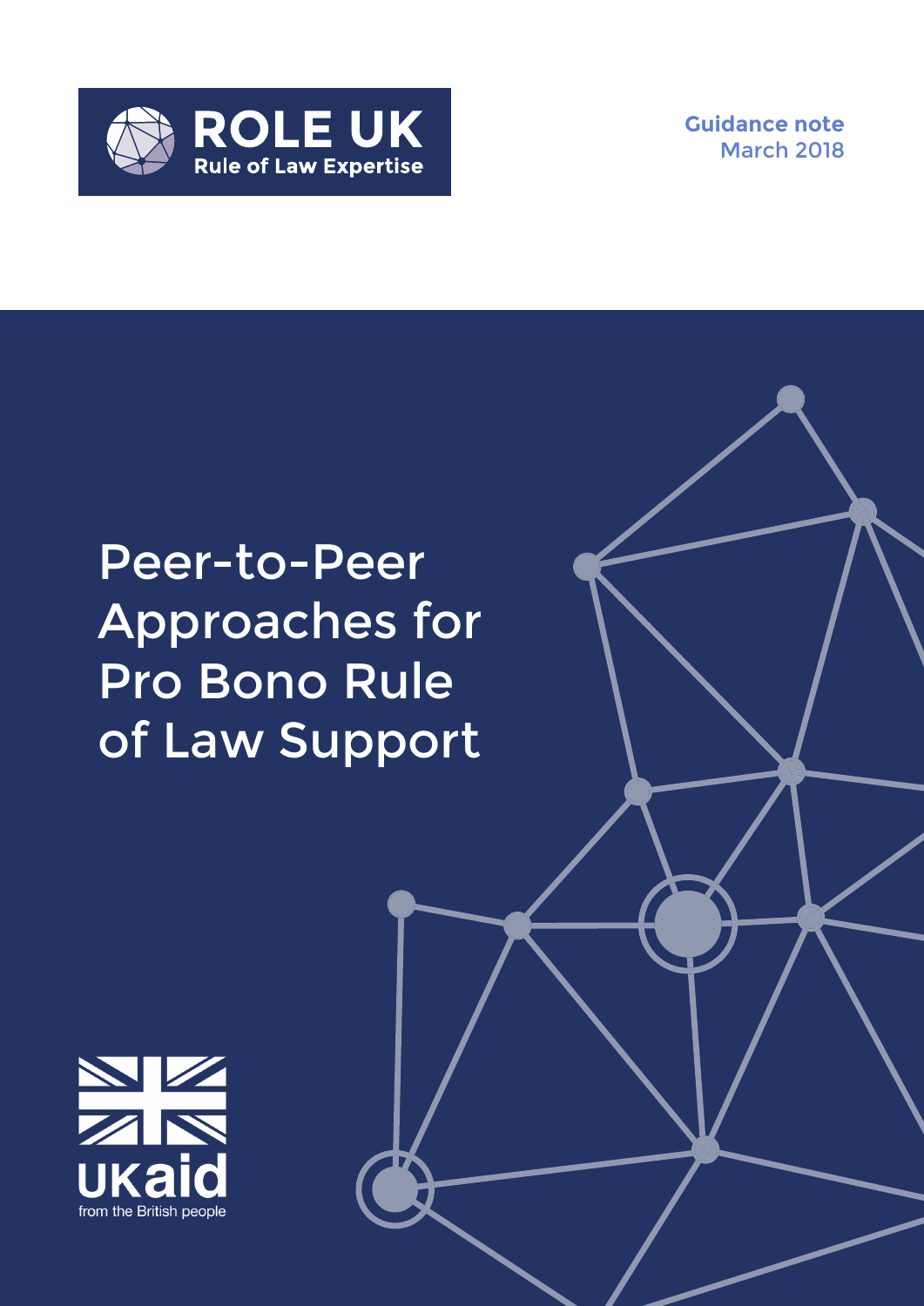**ROLE UK**
Rule of Law Expertise

Guidance note
March 2018

# Peer-to-Peer Approaches for Pro Bono Rule of Law Support

UKaid
from the British people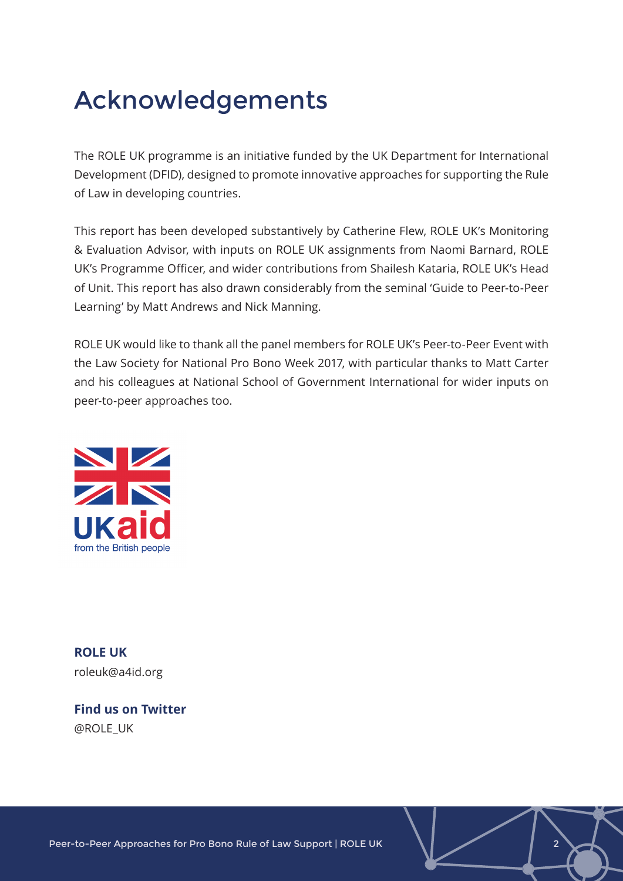# Acknowledgements

The ROLE UK programme is an initiative funded by the UK Department for International Development (DFID), designed to promote innovative approaches for supporting the Rule of Law in developing countries.

This report has been developed substantively by Catherine Flew, ROLE UK's Monitoring & Evaluation Advisor, with inputs on ROLE UK assignments from Naomi Barnard, ROLE UK's Programme Officer, and wider contributions from Shailesh Kataria, ROLE UK's Head of Unit. This report has also drawn considerably from the seminal 'Guide to Peer-to-Peer Learning' by Matt Andrews and Nick Manning.

ROLE UK would like to thank all the panel members for ROLE UK's Peer-to-Peer Event with the Law Society for National Pro Bono Week 2017, with particular thanks to Matt Carter and his colleagues at National School of Government International for wider inputs on peer-to-peer approaches too.

UKaid
from the British people

**ROLE UK**
roleuk@a4id.org

**Find us on Twitter**
@ROLE_UK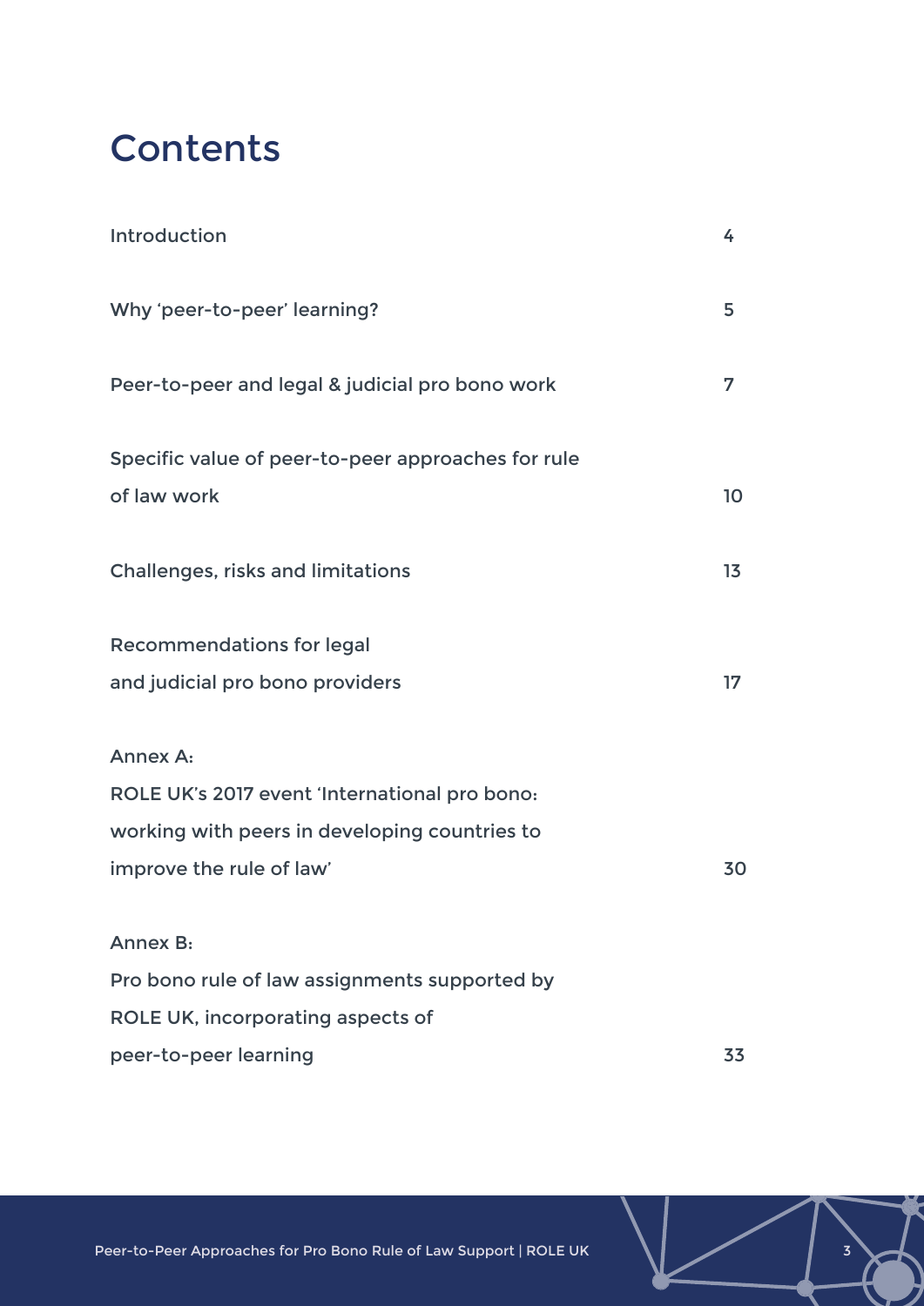# Contents

| | |
|---|---|
| Introduction | 4 |
| Why 'peer-to-peer' learning? | 5 |
| Peer-to-peer and legal & judicial pro bono work | 7 |
| Specific value of peer-to-peer approaches for rule of law work | 10 |
| Challenges, risks and limitations | 13 |
| Recommendations for legal and judicial pro bono providers | 17 |
| Annex A: ROLE UK's 2017 event 'International pro bono: working with peers in developing countries to improve the rule of law' | 30 |
| Annex B: Pro bono rule of law assignments supported by ROLE UK, incorporating aspects of peer-to-peer learning | 33 |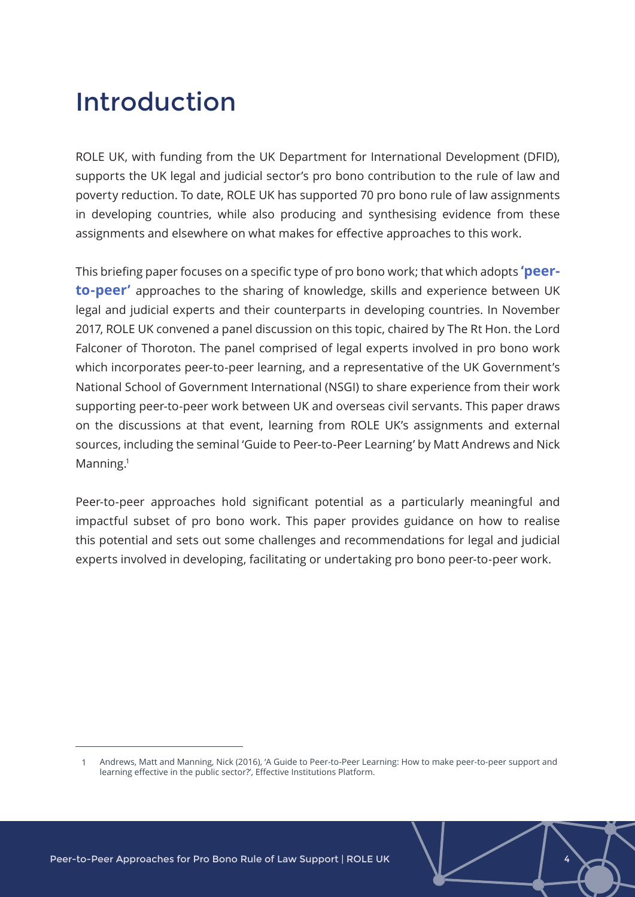# Introduction

ROLE UK, with funding from the UK Department for International Development (DFID), supports the UK legal and judicial sector's pro bono contribution to the rule of law and poverty reduction. To date, ROLE UK has supported 70 pro bono rule of law assignments in developing countries, while also producing and synthesising evidence from these assignments and elsewhere on what makes for effective approaches to this work.

This briefing paper focuses on a specific type of pro bono work; that which adopts **'peer-to-peer'** approaches to the sharing of knowledge, skills and experience between UK legal and judicial experts and their counterparts in developing countries. In November 2017, ROLE UK convened a panel discussion on this topic, chaired by The Rt Hon. the Lord Falconer of Thoroton. The panel comprised of legal experts involved in pro bono work which incorporates peer-to-peer learning, and a representative of the UK Government's National School of Government International (NSGI) to share experience from their work supporting peer-to-peer work between UK and overseas civil servants. This paper draws on the discussions at that event, learning from ROLE UK's assignments and external sources, including the seminal 'Guide to Peer-to-Peer Learning' by Matt Andrews and Nick Manning.[1]

Peer-to-peer approaches hold significant potential as a particularly meaningful and impactful subset of pro bono work. This paper provides guidance on how to realise this potential and sets out some challenges and recommendations for legal and judicial experts involved in developing, facilitating or undertaking pro bono peer-to-peer work.

[1] Andrews, Matt and Manning, Nick (2016), 'A Guide to Peer-to-Peer Learning: How to make peer-to-peer support and learning effective in the public sector?', Effective Institutions Platform.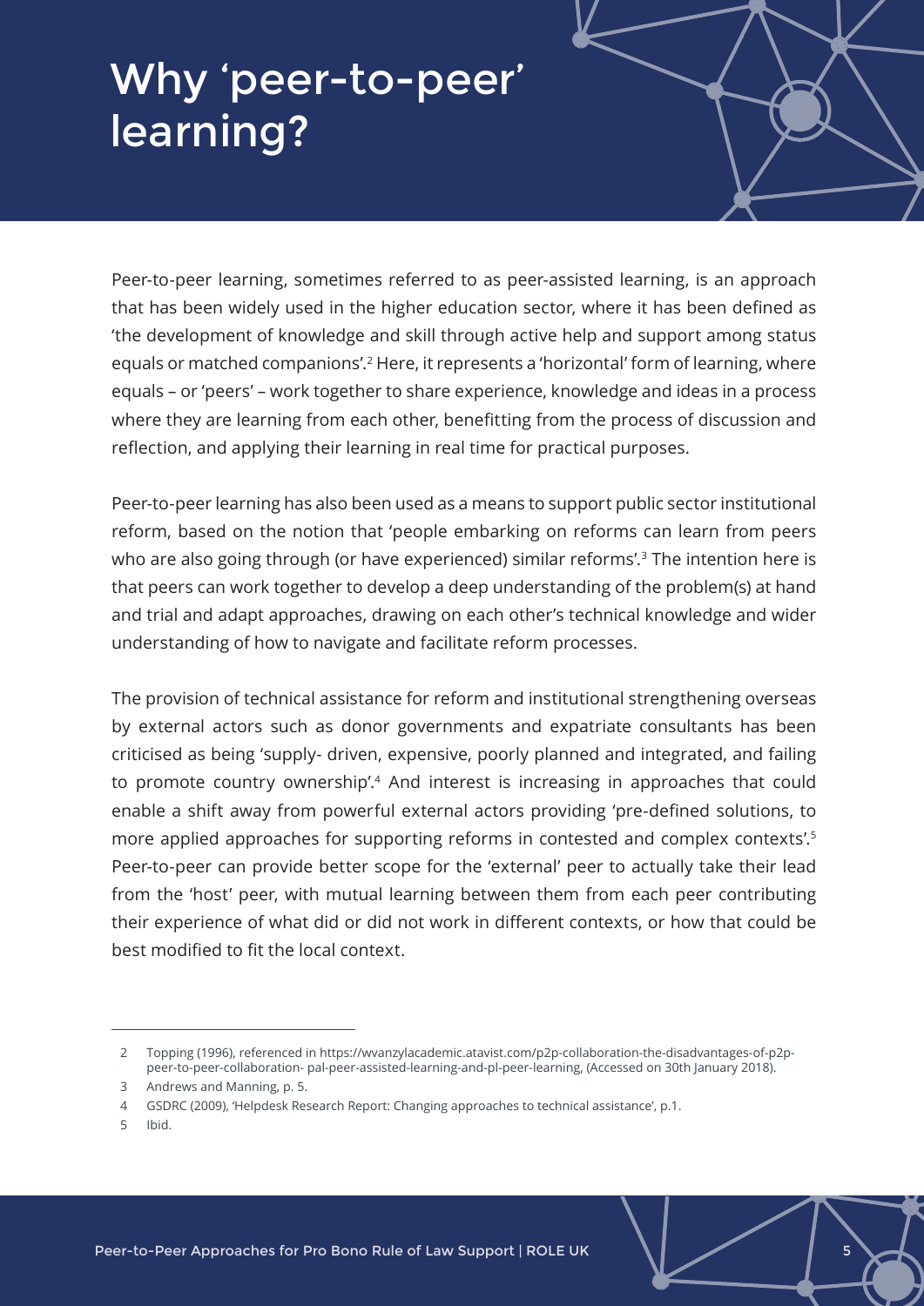# Why 'peer-to-peer' learning?

Peer-to-peer learning, sometimes referred to as peer-assisted learning, is an approach that has been widely used in the higher education sector, where it has been defined as 'the development of knowledge and skill through active help and support among status equals or matched companions'.[2] Here, it represents a 'horizontal' form of learning, where equals – or 'peers' – work together to share experience, knowledge and ideas in a process where they are learning from each other, benefitting from the process of discussion and reflection, and applying their learning in real time for practical purposes.

Peer-to-peer learning has also been used as a means to support public sector institutional reform, based on the notion that 'people embarking on reforms can learn from peers who are also going through (or have experienced) similar reforms'.[3] The intention here is that peers can work together to develop a deep understanding of the problem(s) at hand and trial and adapt approaches, drawing on each other's technical knowledge and wider understanding of how to navigate and facilitate reform processes.

The provision of technical assistance for reform and institutional strengthening overseas by external actors such as donor governments and expatriate consultants has been criticised as being 'supply- driven, expensive, poorly planned and integrated, and failing to promote country ownership'.[4] And interest is increasing in approaches that could enable a shift away from powerful external actors providing 'pre-defined solutions, to more applied approaches for supporting reforms in contested and complex contexts'.[5] Peer-to-peer can provide better scope for the 'external' peer to actually take their lead from the 'host' peer, with mutual learning between them from each peer contributing their experience of what did or did not work in different contexts, or how that could be best modified to fit the local context.

---

2 Topping (1996), referenced in https://wvanzylacademic.atavist.com/p2p-collaboration-the-disadvantages-of-p2p-peer-to-peer-collaboration- pal-peer-assisted-learning-and-pl-peer-learning, (Accessed on 30th January 2018).

3 Andrews and Manning, p. 5.

4 GSDRC (2009), 'Helpdesk Research Report: Changing approaches to technical assistance', p.1.

5 Ibid.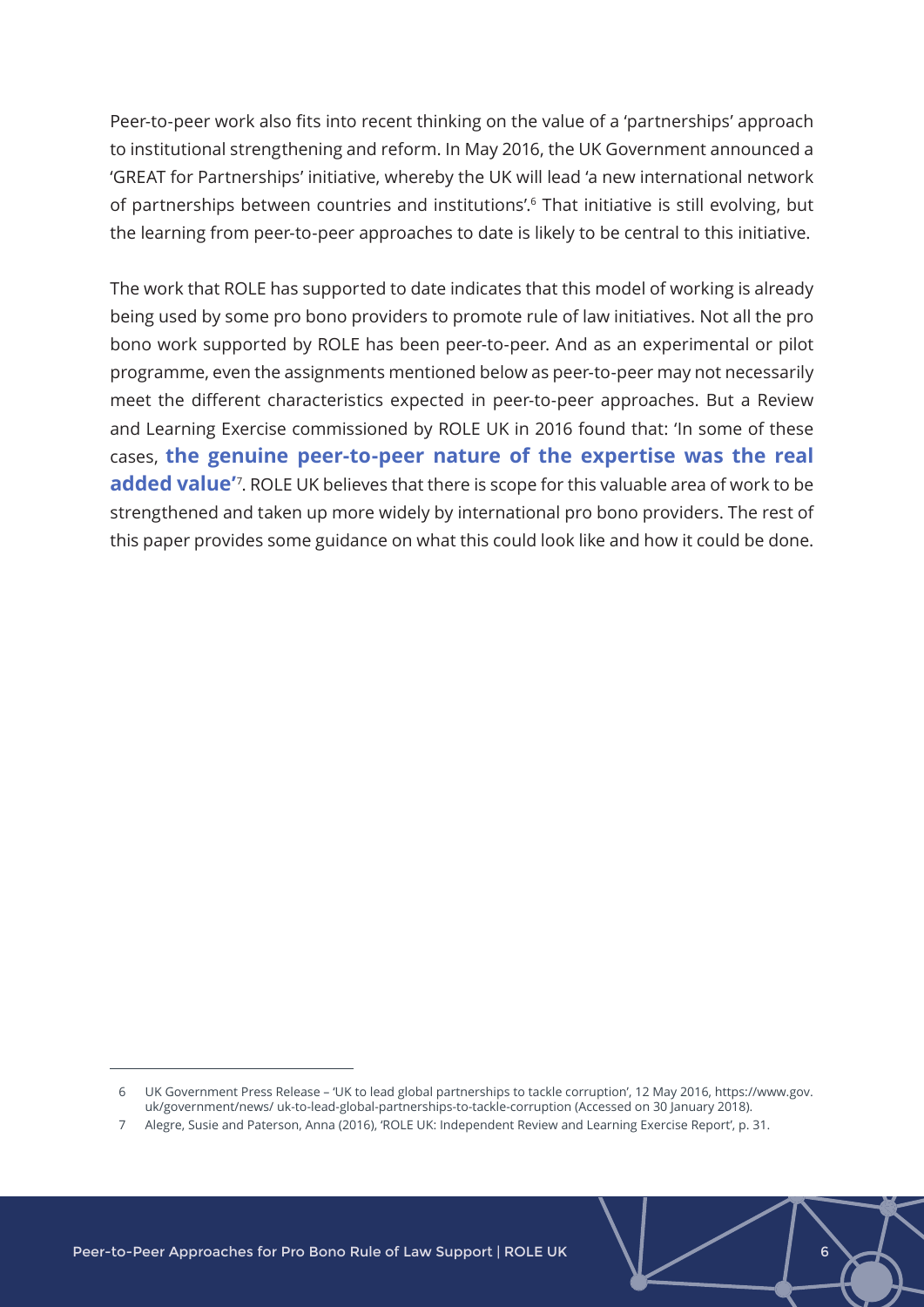Peer-to-peer work also fits into recent thinking on the value of a 'partnerships' approach to institutional strengthening and reform. In May 2016, the UK Government announced a 'GREAT for Partnerships' initiative, whereby the UK will lead 'a new international network of partnerships between countries and institutions'.[6] That initiative is still evolving, but the learning from peer-to-peer approaches to date is likely to be central to this initiative.

The work that ROLE has supported to date indicates that this model of working is already being used by some pro bono providers to promote rule of law initiatives. Not all the pro bono work supported by ROLE has been peer-to-peer. And as an experimental or pilot programme, even the assignments mentioned below as peer-to-peer may not necessarily meet the different characteristics expected in peer-to-peer approaches. But a Review and Learning Exercise commissioned by ROLE UK in 2016 found that: 'In some of these cases, **the genuine peer-to-peer nature of the expertise was the real added value'**[7]. ROLE UK believes that there is scope for this valuable area of work to be strengthened and taken up more widely by international pro bono providers. The rest of this paper provides some guidance on what this could look like and how it could be done.

---

6 UK Government Press Release – 'UK to lead global partnerships to tackle corruption', 12 May 2016, https://www.gov.uk/government/news/ uk-to-lead-global-partnerships-to-tackle-corruption (Accessed on 30 January 2018).

7 Alegre, Susie and Paterson, Anna (2016), 'ROLE UK: Independent Review and Learning Exercise Report', p. 31.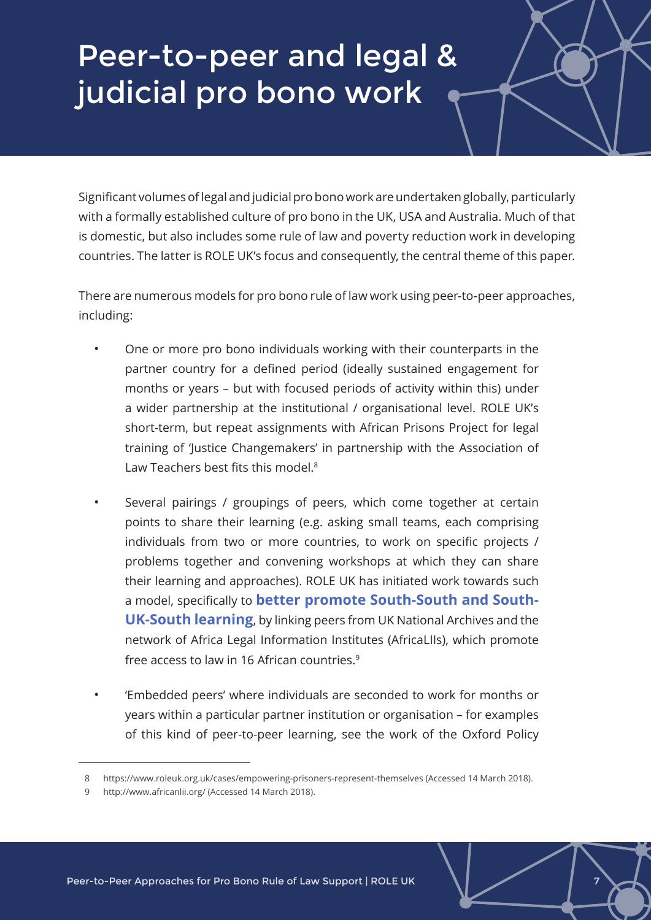# Peer-to-peer and legal & judicial pro bono work

Significant volumes of legal and judicial pro bono work are undertaken globally, particularly with a formally established culture of pro bono in the UK, USA and Australia. Much of that is domestic, but also includes some rule of law and poverty reduction work in developing countries. The latter is ROLE UK's focus and consequently, the central theme of this paper.

There are numerous models for pro bono rule of law work using peer-to-peer approaches, including:

- One or more pro bono individuals working with their counterparts in the partner country for a defined period (ideally sustained engagement for months or years – but with focused periods of activity within this) under a wider partnership at the institutional / organisational level. ROLE UK's short-term, but repeat assignments with African Prisons Project for legal training of 'Justice Changemakers' in partnership with the Association of Law Teachers best fits this model.[8]

- Several pairings / groupings of peers, which come together at certain points to share their learning (e.g. asking small teams, each comprising individuals from two or more countries, to work on specific projects / problems together and convening workshops at which they can share their learning and approaches). ROLE UK has initiated work towards such a model, specifically to **better promote South-South and South-UK-South learning**, by linking peers from UK National Archives and the network of Africa Legal Information Institutes (AfricaLIIs), which promote free access to law in 16 African countries.[9]

- 'Embedded peers' where individuals are seconded to work for months or years within a particular partner institution or organisation – for examples of this kind of peer-to-peer learning, see the work of the Oxford Policy

---

8 https://www.roleuk.org.uk/cases/empowering-prisoners-represent-themselves (Accessed 14 March 2018).

9 http://www.africanlii.org/ (Accessed 14 March 2018).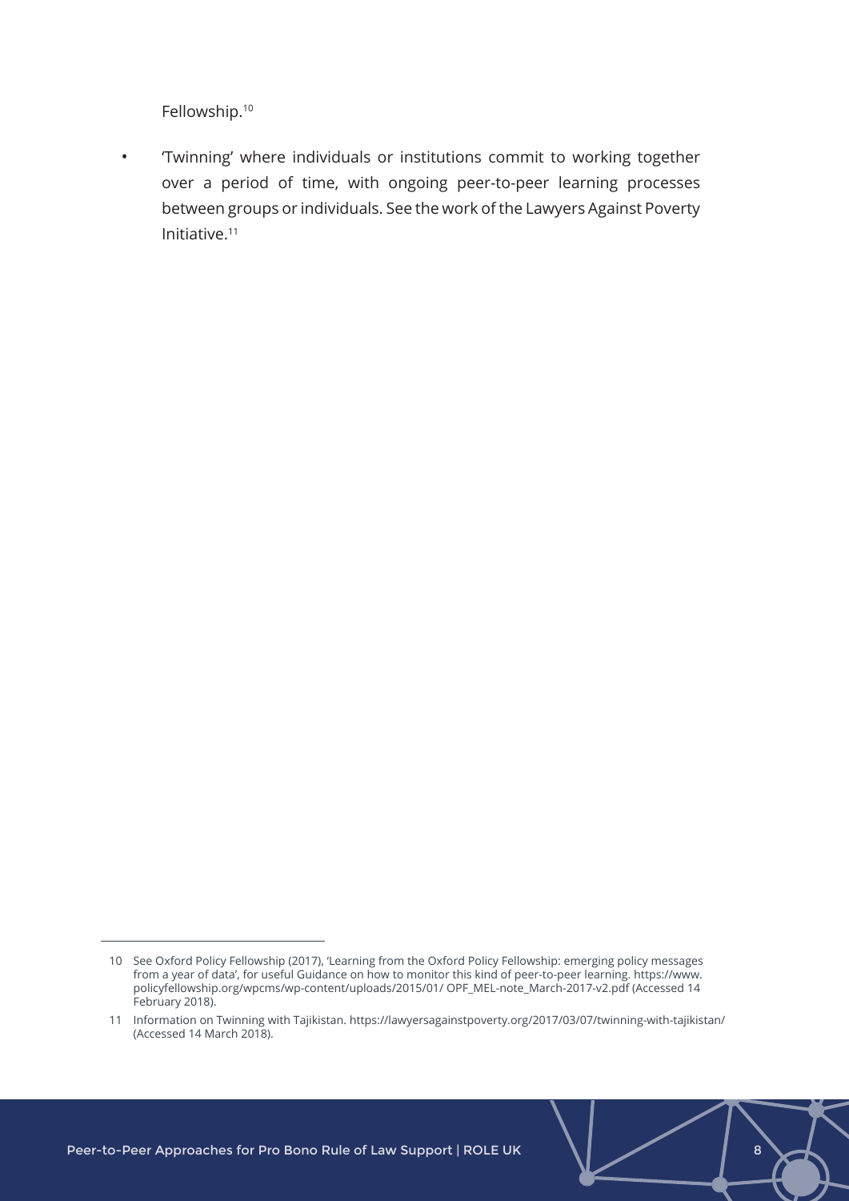Fellowship.[10]

- 'Twinning' where individuals or institutions commit to working together over a period of time, with ongoing peer-to-peer learning processes between groups or individuals. See the work of the Lawyers Against Poverty Initiative.[11]

---

10 See Oxford Policy Fellowship (2017), 'Learning from the Oxford Policy Fellowship: emerging policy messages from a year of data', for useful Guidance on how to monitor this kind of peer-to-peer learning. https://www.policyfellowship.org/wpcms/wp-content/uploads/2015/01/ OPF_MEL-note_March-2017-v2.pdf (Accessed 14 February 2018).

11 Information on Twinning with Tajikistan. https://lawyersagainstpoverty.org/2017/03/07/twinning-with-tajikistan/ (Accessed 14 March 2018).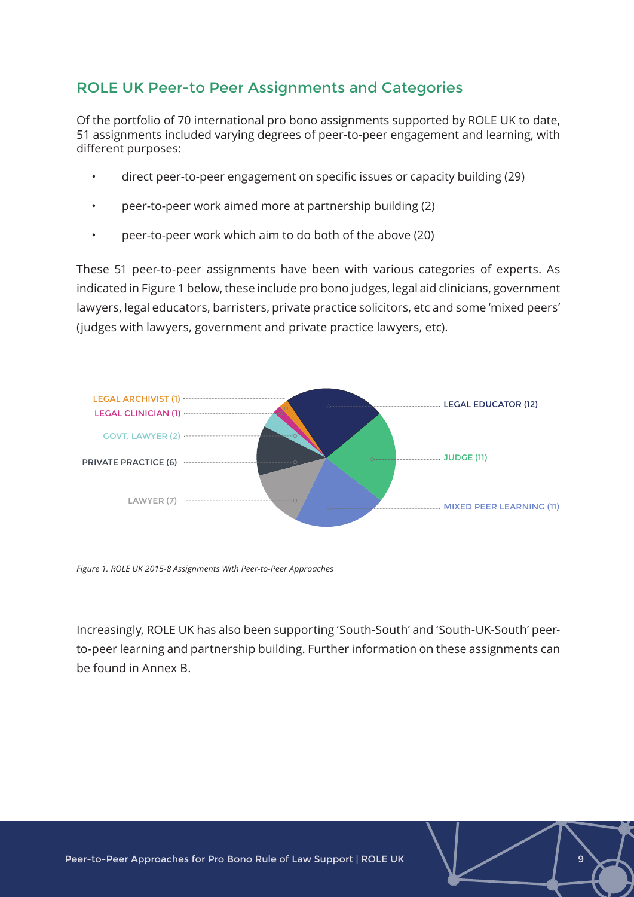## ROLE UK Peer-to Peer Assignments and Categories

Of the portfolio of 70 international pro bono assignments supported by ROLE UK to date, 51 assignments included varying degrees of peer-to-peer engagement and learning, with different purposes:

- direct peer-to-peer engagement on specific issues or capacity building (29)
- peer-to-peer work aimed more at partnership building (2)
- peer-to-peer work which aim to do both of the above (20)

These 51 peer-to-peer assignments have been with various categories of experts. As indicated in Figure 1 below, these include pro bono judges, legal aid clinicians, government lawyers, legal educators, barristers, private practice solicitors, etc and some 'mixed peers' (judges with lawyers, government and private practice lawyers, etc).

LEGAL ARCHIVIST (1)
LEGAL CLINICIAN (1)
GOVT. LAWYER (2)
PRIVATE PRACTICE (6)
LAWYER (7)
LEGAL EDUCATOR (12)
JUDGE (11)
MIXED PEER LEARNING (11)

*Figure 1. ROLE UK 2015-8 Assignments With Peer-to-Peer Approaches*

Increasingly, ROLE UK has also been supporting 'South-South' and 'South-UK-South' peer-to-peer learning and partnership building. Further information on these assignments can be found in Annex B.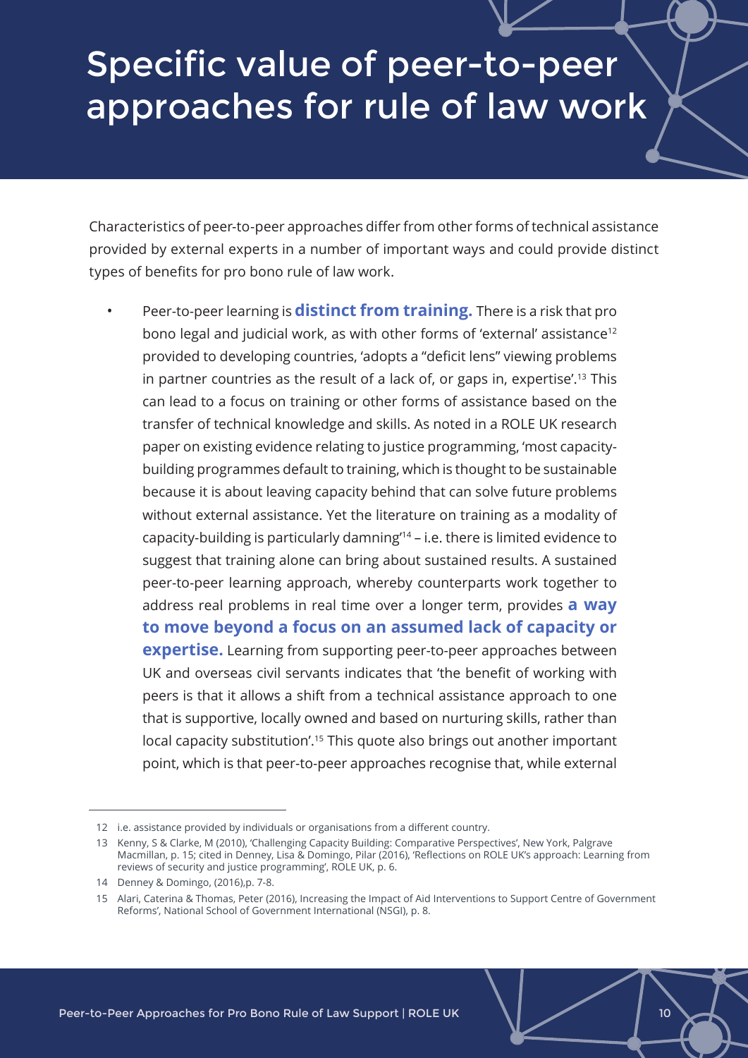# Specific value of peer-to-peer approaches for rule of law work

Characteristics of peer-to-peer approaches differ from other forms of technical assistance provided by external experts in a number of important ways and could provide distinct types of benefits for pro bono rule of law work.

- Peer-to-peer learning is **distinct from training.** There is a risk that pro bono legal and judicial work, as with other forms of 'external' assistance[12] provided to developing countries, 'adopts a "deficit lens" viewing problems in partner countries as the result of a lack of, or gaps in, expertise'.[13] This can lead to a focus on training or other forms of assistance based on the transfer of technical knowledge and skills. As noted in a ROLE UK research paper on existing evidence relating to justice programming, 'most capacity-building programmes default to training, which is thought to be sustainable because it is about leaving capacity behind that can solve future problems without external assistance. Yet the literature on training as a modality of capacity-building is particularly damning'[14] – i.e. there is limited evidence to suggest that training alone can bring about sustained results. A sustained peer-to-peer learning approach, whereby counterparts work together to address real problems in real time over a longer term, provides **a way to move beyond a focus on an assumed lack of capacity or expertise.** Learning from supporting peer-to-peer approaches between UK and overseas civil servants indicates that 'the benefit of working with peers is that it allows a shift from a technical assistance approach to one that is supportive, locally owned and based on nurturing skills, rather than local capacity substitution'.[15] This quote also brings out another important point, which is that peer-to-peer approaches recognise that, while external

---

12 i.e. assistance provided by individuals or organisations from a different country.

13 Kenny, S & Clarke, M (2010), 'Challenging Capacity Building: Comparative Perspectives', New York, Palgrave Macmillan, p. 15; cited in Denney, Lisa & Domingo, Pilar (2016), 'Reflections on ROLE UK's approach: Learning from reviews of security and justice programming', ROLE UK, p. 6.

14 Denney & Domingo, (2016),p. 7-8.

15 Alari, Caterina & Thomas, Peter (2016), Increasing the Impact of Aid Interventions to Support Centre of Government Reforms', National School of Government International (NSGI), p. 8.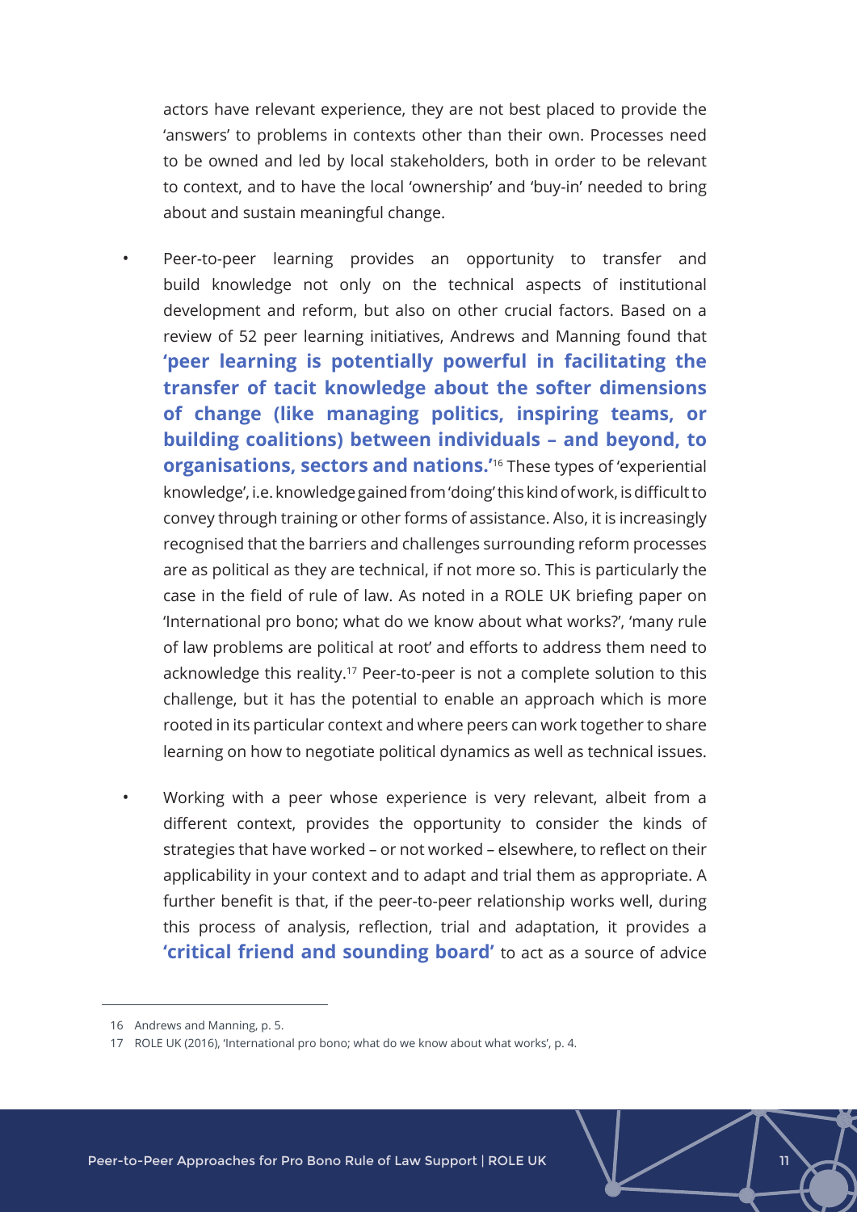actors have relevant experience, they are not best placed to provide the 'answers' to problems in contexts other than their own. Processes need to be owned and led by local stakeholders, both in order to be relevant to context, and to have the local 'ownership' and 'buy-in' needed to bring about and sustain meaningful change.

- Peer-to-peer learning provides an opportunity to transfer and build knowledge not only on the technical aspects of institutional development and reform, but also on other crucial factors. Based on a review of 52 peer learning initiatives, Andrews and Manning found that **'peer learning is potentially powerful in facilitating the transfer of tacit knowledge about the softer dimensions of change (like managing politics, inspiring teams, or building coalitions) between individuals – and beyond, to organisations, sectors and nations.'**[16] These types of 'experiential knowledge', i.e. knowledge gained from 'doing' this kind of work, is difficult to convey through training or other forms of assistance. Also, it is increasingly recognised that the barriers and challenges surrounding reform processes are as political as they are technical, if not more so. This is particularly the case in the field of rule of law. As noted in a ROLE UK briefing paper on 'International pro bono; what do we know about what works?', 'many rule of law problems are political at root' and efforts to address them need to acknowledge this reality.[17] Peer-to-peer is not a complete solution to this challenge, but it has the potential to enable an approach which is more rooted in its particular context and where peers can work together to share learning on how to negotiate political dynamics as well as technical issues.

- Working with a peer whose experience is very relevant, albeit from a different context, provides the opportunity to consider the kinds of strategies that have worked – or not worked – elsewhere, to reflect on their applicability in your context and to adapt and trial them as appropriate. A further benefit is that, if the peer-to-peer relationship works well, during this process of analysis, reflection, trial and adaptation, it provides a **'critical friend and sounding board'** to act as a source of advice

---

16 Andrews and Manning, p. 5.

17 ROLE UK (2016), 'International pro bono; what do we know about what works', p. 4.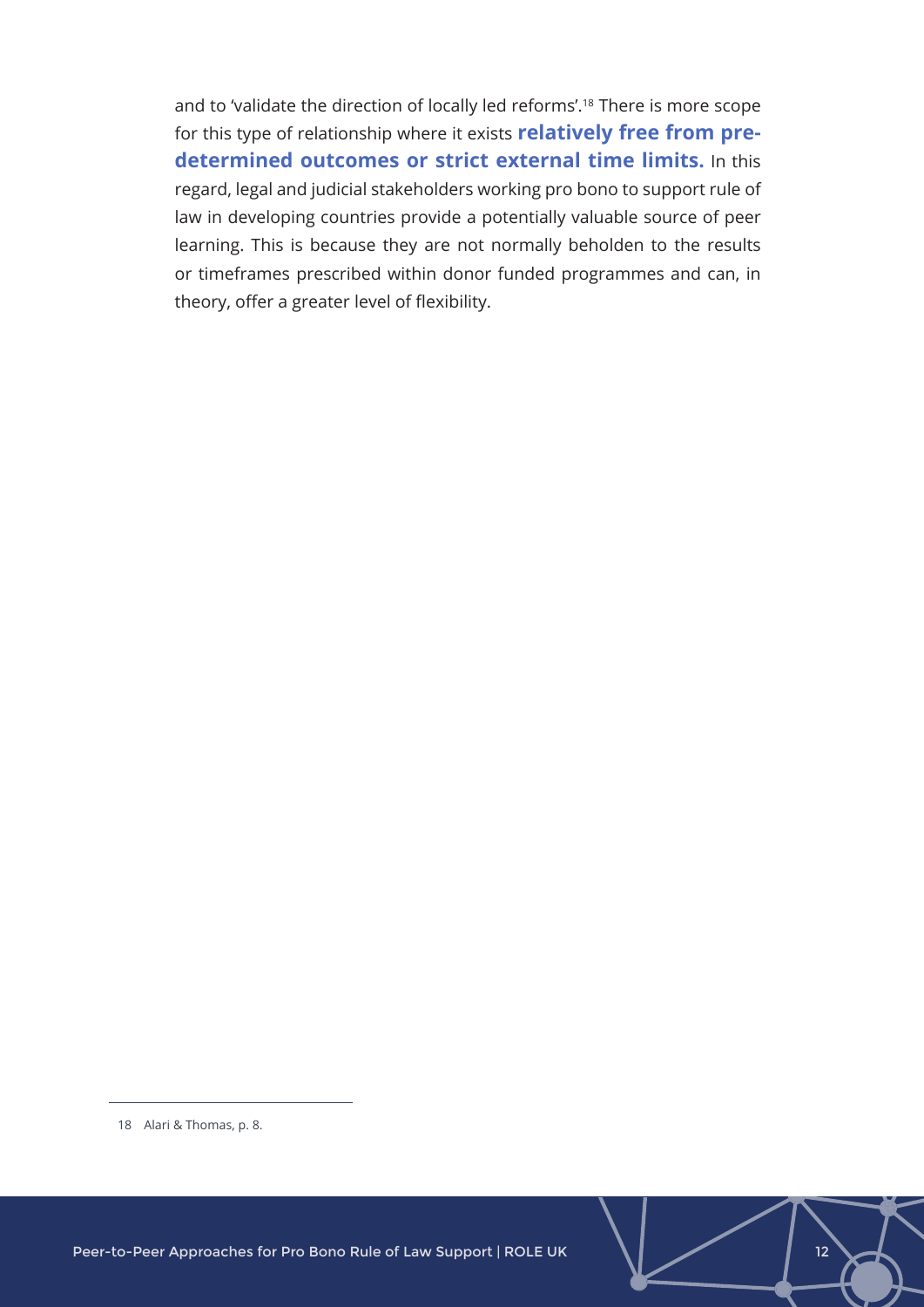and to 'validate the direction of locally led reforms'.[18] There is more scope for this type of relationship where it exists **relatively free from pre-determined outcomes or strict external time limits.** In this regard, legal and judicial stakeholders working pro bono to support rule of law in developing countries provide a potentially valuable source of peer learning. This is because they are not normally beholden to the results or timeframes prescribed within donor funded programmes and can, in theory, offer a greater level of flexibility.

---

18 Alari & Thomas, p. 8.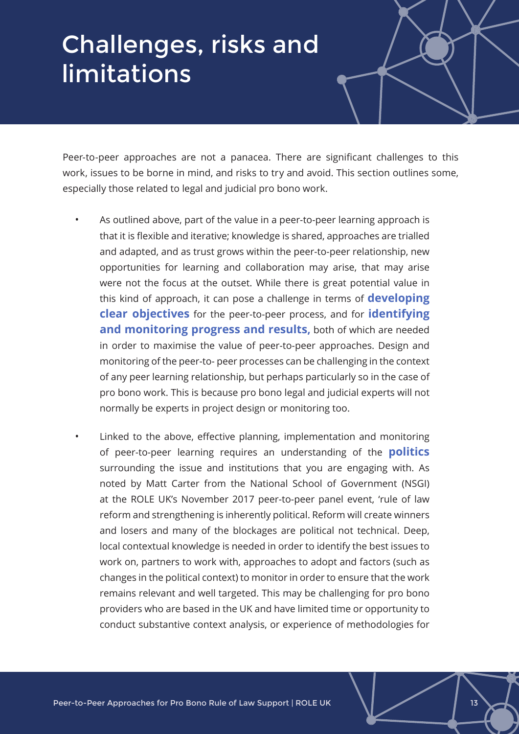# Challenges, risks and limitations

Peer-to-peer approaches are not a panacea. There are significant challenges to this work, issues to be borne in mind, and risks to try and avoid. This section outlines some, especially those related to legal and judicial pro bono work.

- As outlined above, part of the value in a peer-to-peer learning approach is that it is flexible and iterative; knowledge is shared, approaches are trialled and adapted, and as trust grows within the peer-to-peer relationship, new opportunities for learning and collaboration may arise, that may arise were not the focus at the outset. While there is great potential value in this kind of approach, it can pose a challenge in terms of **developing clear objectives** for the peer-to-peer process, and for **identifying and monitoring progress and results,** both of which are needed in order to maximise the value of peer-to-peer approaches. Design and monitoring of the peer-to- peer processes can be challenging in the context of any peer learning relationship, but perhaps particularly so in the case of pro bono work. This is because pro bono legal and judicial experts will not normally be experts in project design or monitoring too.

- Linked to the above, effective planning, implementation and monitoring of peer-to-peer learning requires an understanding of the **politics** surrounding the issue and institutions that you are engaging with. As noted by Matt Carter from the National School of Government (NSGI) at the ROLE UK's November 2017 peer-to-peer panel event, 'rule of law reform and strengthening is inherently political. Reform will create winners and losers and many of the blockages are political not technical. Deep, local contextual knowledge is needed in order to identify the best issues to work on, partners to work with, approaches to adopt and factors (such as changes in the political context) to monitor in order to ensure that the work remains relevant and well targeted. This may be challenging for pro bono providers who are based in the UK and have limited time or opportunity to conduct substantive context analysis, or experience of methodologies for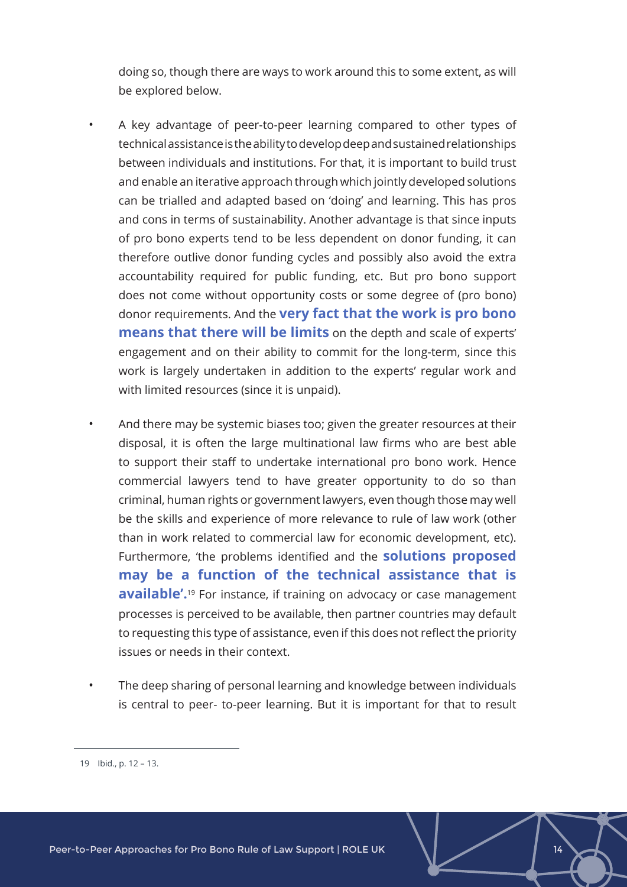doing so, though there are ways to work around this to some extent, as will be explored below.

- A key advantage of peer-to-peer learning compared to other types of technical assistance is the ability to develop deep and sustained relationships between individuals and institutions. For that, it is important to build trust and enable an iterative approach through which jointly developed solutions can be trialled and adapted based on 'doing' and learning. This has pros and cons in terms of sustainability. Another advantage is that since inputs of pro bono experts tend to be less dependent on donor funding, it can therefore outlive donor funding cycles and possibly also avoid the extra accountability required for public funding, etc. But pro bono support does not come without opportunity costs or some degree of (pro bono) donor requirements. And the **very fact that the work is pro bono means that there will be limits** on the depth and scale of experts' engagement and on their ability to commit for the long-term, since this work is largely undertaken in addition to the experts' regular work and with limited resources (since it is unpaid).

- And there may be systemic biases too; given the greater resources at their disposal, it is often the large multinational law firms who are best able to support their staff to undertake international pro bono work. Hence commercial lawyers tend to have greater opportunity to do so than criminal, human rights or government lawyers, even though those may well be the skills and experience of more relevance to rule of law work (other than in work related to commercial law for economic development, etc). Furthermore, 'the problems identified and the **solutions proposed may be a function of the technical assistance that is available'.**[19] For instance, if training on advocacy or case management processes is perceived to be available, then partner countries may default to requesting this type of assistance, even if this does not reflect the priority issues or needs in their context.

- The deep sharing of personal learning and knowledge between individuals is central to peer- to-peer learning. But it is important for that to result

---

19 Ibid., p. 12 – 13.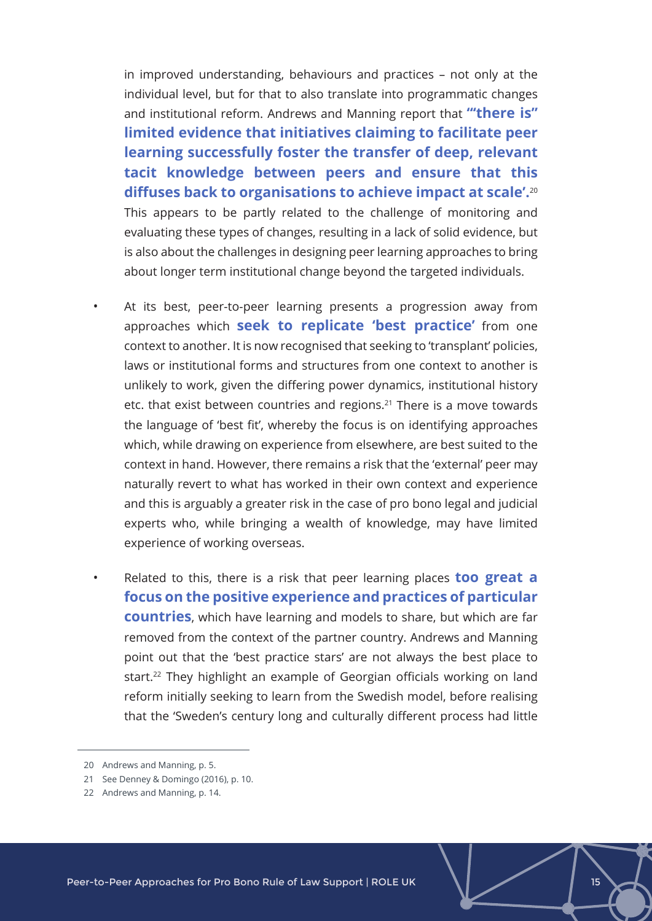in improved understanding, behaviours and practices – not only at the individual level, but for that to also translate into programmatic changes and institutional reform. Andrews and Manning report that **'"there is" limited evidence that initiatives claiming to facilitate peer learning successfully foster the transfer of deep, relevant tacit knowledge between peers and ensure that this diffuses back to organisations to achieve impact at scale'.**[20] This appears to be partly related to the challenge of monitoring and evaluating these types of changes, resulting in a lack of solid evidence, but is also about the challenges in designing peer learning approaches to bring about longer term institutional change beyond the targeted individuals.

- At its best, peer-to-peer learning presents a progression away from approaches which **seek to replicate 'best practice'** from one context to another. It is now recognised that seeking to 'transplant' policies, laws or institutional forms and structures from one context to another is unlikely to work, given the differing power dynamics, institutional history etc. that exist between countries and regions.[21] There is a move towards the language of 'best fit', whereby the focus is on identifying approaches which, while drawing on experience from elsewhere, are best suited to the context in hand. However, there remains a risk that the 'external' peer may naturally revert to what has worked in their own context and experience and this is arguably a greater risk in the case of pro bono legal and judicial experts who, while bringing a wealth of knowledge, may have limited experience of working overseas.

- Related to this, there is a risk that peer learning places **too great a focus on the positive experience and practices of particular countries**, which have learning and models to share, but which are far removed from the context of the partner country. Andrews and Manning point out that the 'best practice stars' are not always the best place to start.[22] They highlight an example of Georgian officials working on land reform initially seeking to learn from the Swedish model, before realising that the 'Sweden's century long and culturally different process had little

20 Andrews and Manning, p. 5.

21 See Denney & Domingo (2016), p. 10.

22 Andrews and Manning, p. 14.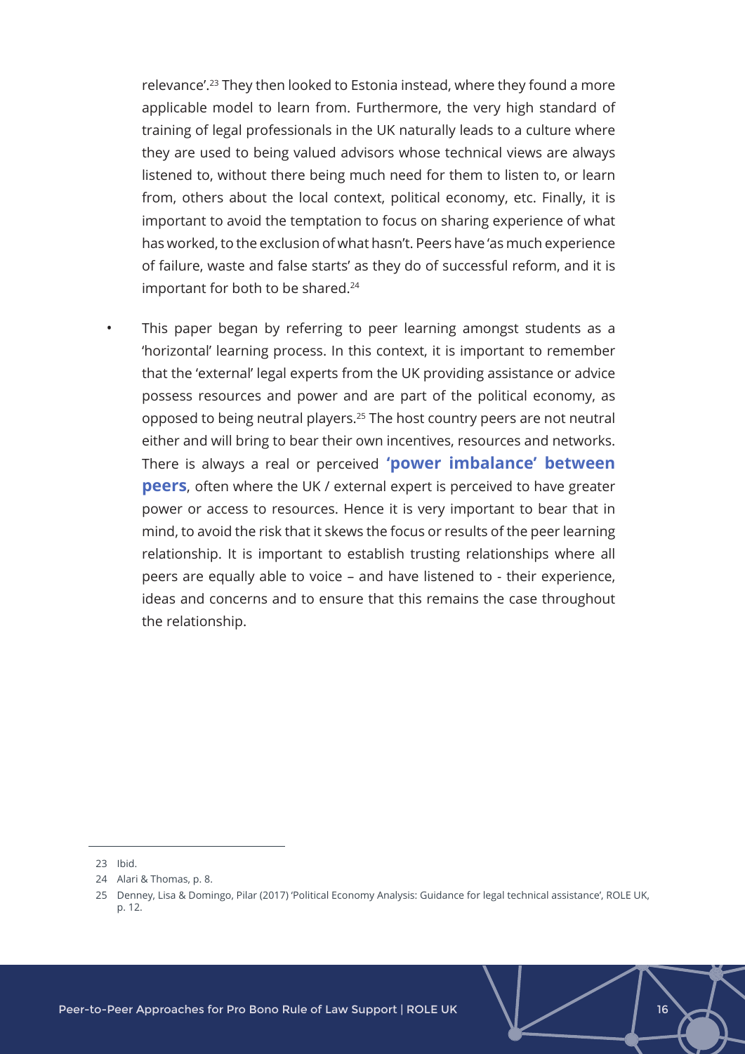relevance'.[23] They then looked to Estonia instead, where they found a more applicable model to learn from. Furthermore, the very high standard of training of legal professionals in the UK naturally leads to a culture where they are used to being valued advisors whose technical views are always listened to, without there being much need for them to listen to, or learn from, others about the local context, political economy, etc. Finally, it is important to avoid the temptation to focus on sharing experience of what has worked, to the exclusion of what hasn't. Peers have 'as much experience of failure, waste and false starts' as they do of successful reform, and it is important for both to be shared.[24]

- This paper began by referring to peer learning amongst students as a 'horizontal' learning process. In this context, it is important to remember that the 'external' legal experts from the UK providing assistance or advice possess resources and power and are part of the political economy, as opposed to being neutral players.[25] The host country peers are not neutral either and will bring to bear their own incentives, resources and networks. There is always a real or perceived **'power imbalance' between peers**, often where the UK / external expert is perceived to have greater power or access to resources. Hence it is very important to bear that in mind, to avoid the risk that it skews the focus or results of the peer learning relationship. It is important to establish trusting relationships where all peers are equally able to voice – and have listened to - their experience, ideas and concerns and to ensure that this remains the case throughout the relationship.

---

23 Ibid.

24 Alari & Thomas, p. 8.

25 Denney, Lisa & Domingo, Pilar (2017) 'Political Economy Analysis: Guidance for legal technical assistance', ROLE UK, p. 12.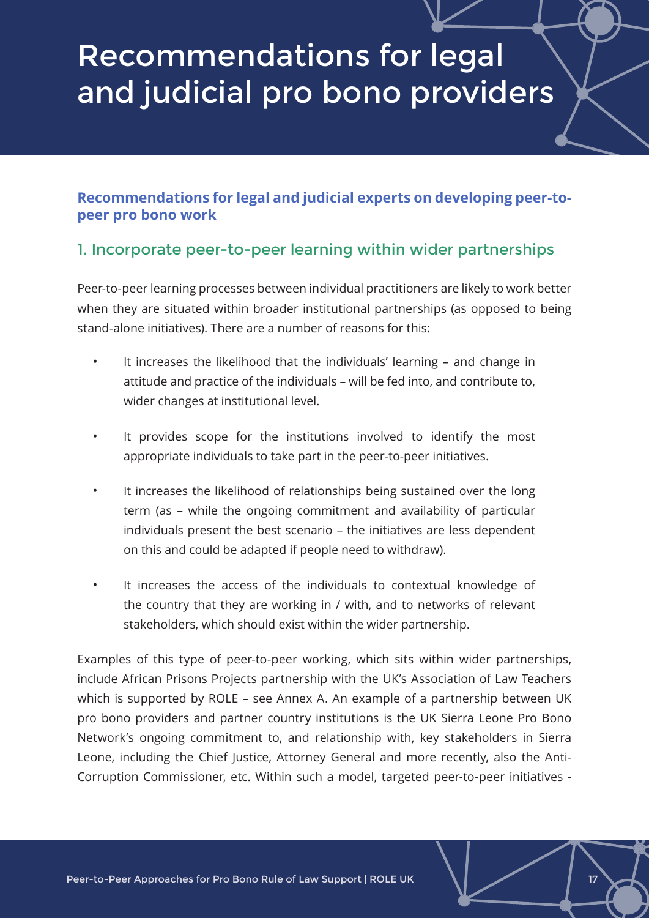# Recommendations for legal and judicial pro bono providers

### Recommendations for legal and judicial experts on developing peer-to-peer pro bono work

## 1. Incorporate peer-to-peer learning within wider partnerships

Peer-to-peer learning processes between individual practitioners are likely to work better when they are situated within broader institutional partnerships (as opposed to being stand-alone initiatives). There are a number of reasons for this:

- It increases the likelihood that the individuals' learning – and change in attitude and practice of the individuals – will be fed into, and contribute to, wider changes at institutional level.
- It provides scope for the institutions involved to identify the most appropriate individuals to take part in the peer-to-peer initiatives.
- It increases the likelihood of relationships being sustained over the long term (as – while the ongoing commitment and availability of particular individuals present the best scenario – the initiatives are less dependent on this and could be adapted if people need to withdraw).
- It increases the access of the individuals to contextual knowledge of the country that they are working in / with, and to networks of relevant stakeholders, which should exist within the wider partnership.

Examples of this type of peer-to-peer working, which sits within wider partnerships, include African Prisons Projects partnership with the UK's Association of Law Teachers which is supported by ROLE – see Annex A. An example of a partnership between UK pro bono providers and partner country institutions is the UK Sierra Leone Pro Bono Network's ongoing commitment to, and relationship with, key stakeholders in Sierra Leone, including the Chief Justice, Attorney General and more recently, also the Anti-Corruption Commissioner, etc. Within such a model, targeted peer-to-peer initiatives -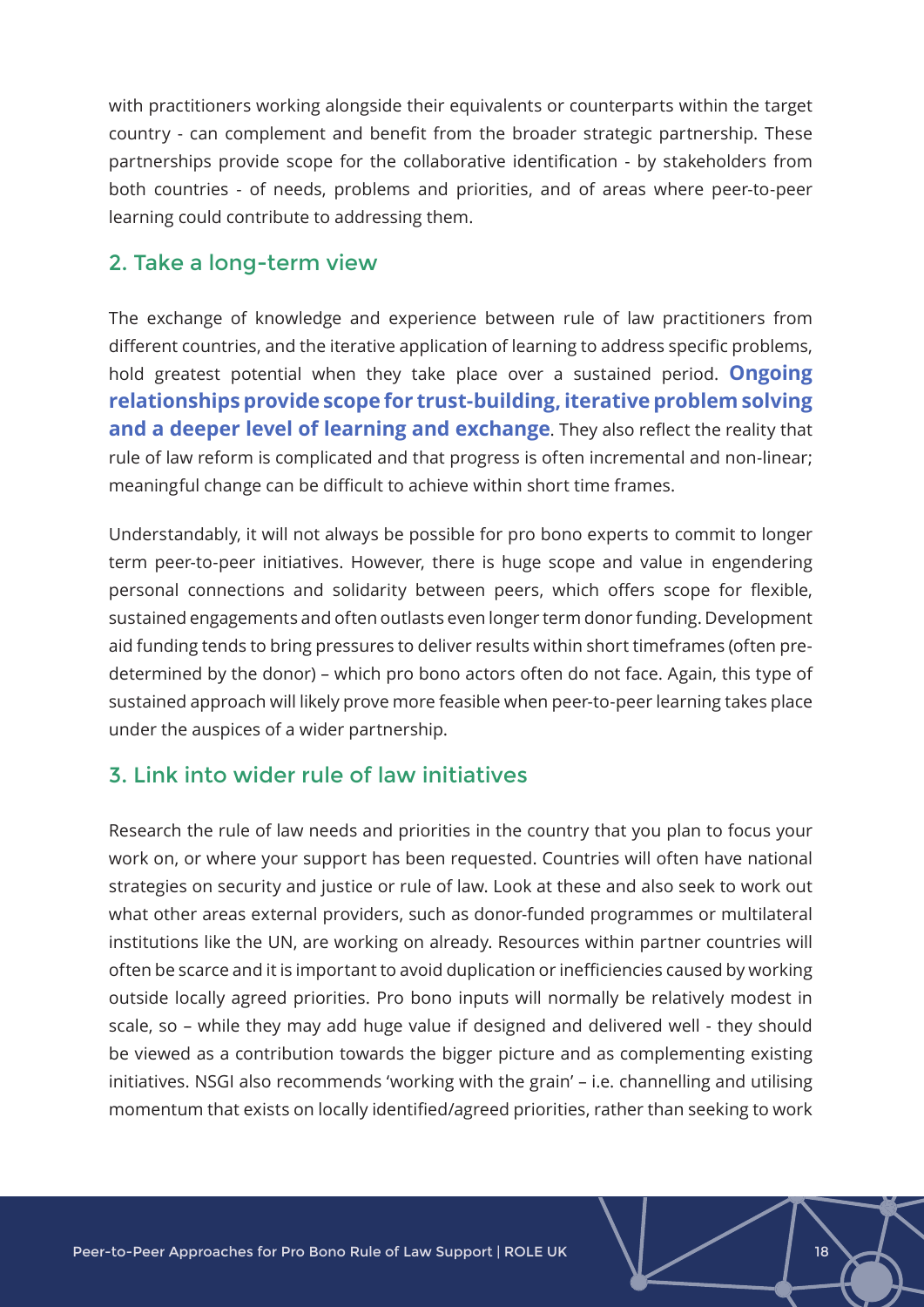with practitioners working alongside their equivalents or counterparts within the target country - can complement and benefit from the broader strategic partnership. These partnerships provide scope for the collaborative identification - by stakeholders from both countries - of needs, problems and priorities, and of areas where peer-to-peer learning could contribute to addressing them.

## 2. Take a long-term view

The exchange of knowledge and experience between rule of law practitioners from different countries, and the iterative application of learning to address specific problems, hold greatest potential when they take place over a sustained period. **Ongoing relationships provide scope for trust-building, iterative problem solving and a deeper level of learning and exchange**. They also reflect the reality that rule of law reform is complicated and that progress is often incremental and non-linear; meaningful change can be difficult to achieve within short time frames.

Understandably, it will not always be possible for pro bono experts to commit to longer term peer-to-peer initiatives. However, there is huge scope and value in engendering personal connections and solidarity between peers, which offers scope for flexible, sustained engagements and often outlasts even longer term donor funding. Development aid funding tends to bring pressures to deliver results within short timeframes (often pre-determined by the donor) – which pro bono actors often do not face. Again, this type of sustained approach will likely prove more feasible when peer-to-peer learning takes place under the auspices of a wider partnership.

## 3. Link into wider rule of law initiatives

Research the rule of law needs and priorities in the country that you plan to focus your work on, or where your support has been requested. Countries will often have national strategies on security and justice or rule of law. Look at these and also seek to work out what other areas external providers, such as donor-funded programmes or multilateral institutions like the UN, are working on already. Resources within partner countries will often be scarce and it is important to avoid duplication or inefficiencies caused by working outside locally agreed priorities. Pro bono inputs will normally be relatively modest in scale, so – while they may add huge value if designed and delivered well - they should be viewed as a contribution towards the bigger picture and as complementing existing initiatives. NSGI also recommends 'working with the grain' – i.e. channelling and utilising momentum that exists on locally identified/agreed priorities, rather than seeking to work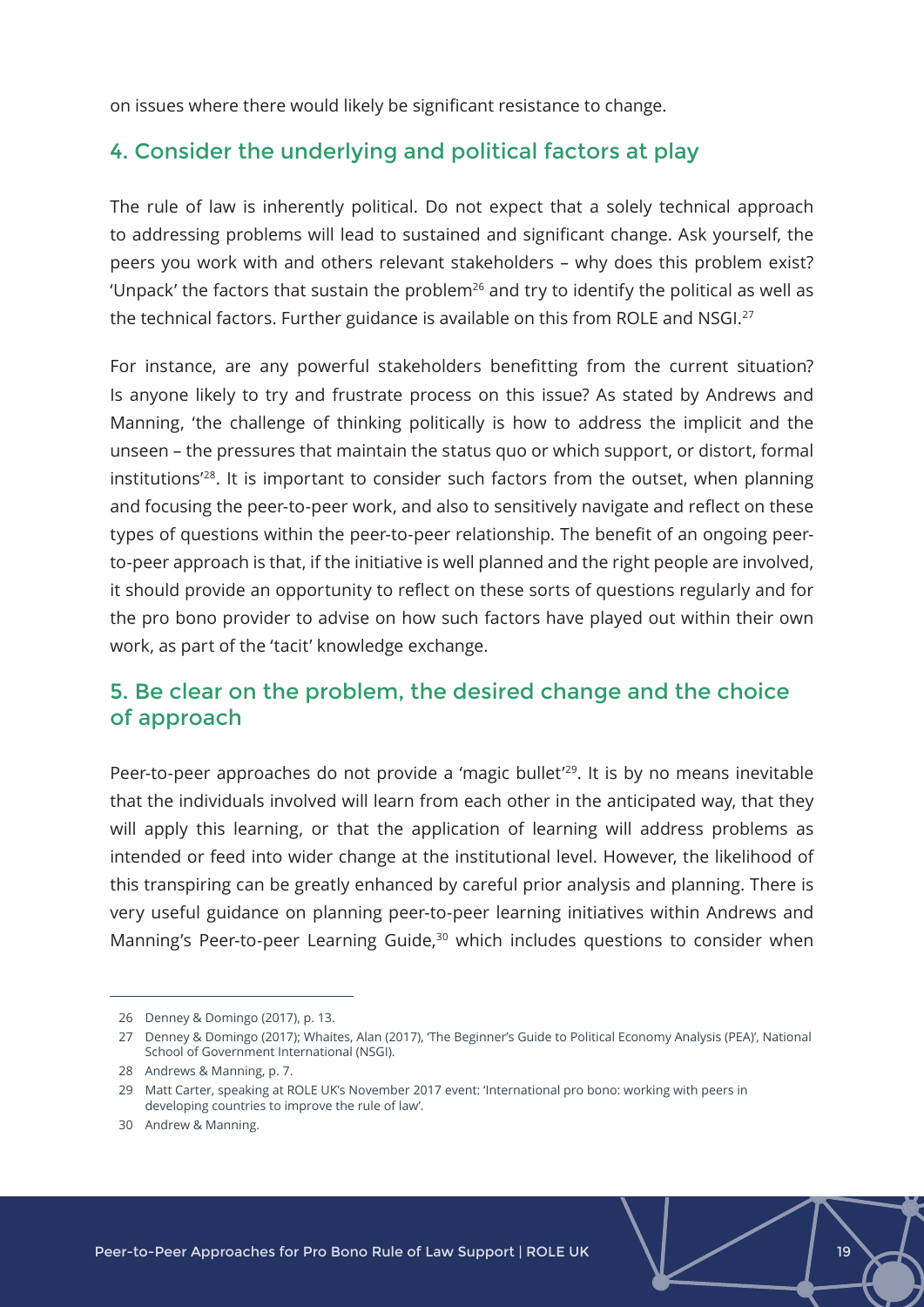on issues where there would likely be significant resistance to change.

## 4. Consider the underlying and political factors at play

The rule of law is inherently political. Do not expect that a solely technical approach to addressing problems will lead to sustained and significant change. Ask yourself, the peers you work with and others relevant stakeholders – why does this problem exist? 'Unpack' the factors that sustain the problem[26] and try to identify the political as well as the technical factors. Further guidance is available on this from ROLE and NSGI.[27]

For instance, are any powerful stakeholders benefitting from the current situation? Is anyone likely to try and frustrate process on this issue? As stated by Andrews and Manning, 'the challenge of thinking politically is how to address the implicit and the unseen – the pressures that maintain the status quo or which support, or distort, formal institutions'[28]. It is important to consider such factors from the outset, when planning and focusing the peer-to-peer work, and also to sensitively navigate and reflect on these types of questions within the peer-to-peer relationship. The benefit of an ongoing peer-to-peer approach is that, if the initiative is well planned and the right people are involved, it should provide an opportunity to reflect on these sorts of questions regularly and for the pro bono provider to advise on how such factors have played out within their own work, as part of the 'tacit' knowledge exchange.

## 5. Be clear on the problem, the desired change and the choice of approach

Peer-to-peer approaches do not provide a 'magic bullet'[29]. It is by no means inevitable that the individuals involved will learn from each other in the anticipated way, that they will apply this learning, or that the application of learning will address problems as intended or feed into wider change at the institutional level. However, the likelihood of this transpiring can be greatly enhanced by careful prior analysis and planning. There is very useful guidance on planning peer-to-peer learning initiatives within Andrews and Manning's Peer-to-peer Learning Guide,[30] which includes questions to consider when

---

26 Denney & Domingo (2017), p. 13.

27 Denney & Domingo (2017); Whaites, Alan (2017), 'The Beginner's Guide to Political Economy Analysis (PEA)', National School of Government International (NSGI).

28 Andrews & Manning, p. 7.

29 Matt Carter, speaking at ROLE UK's November 2017 event: 'International pro bono: working with peers in developing countries to improve the rule of law'.

30 Andrew & Manning.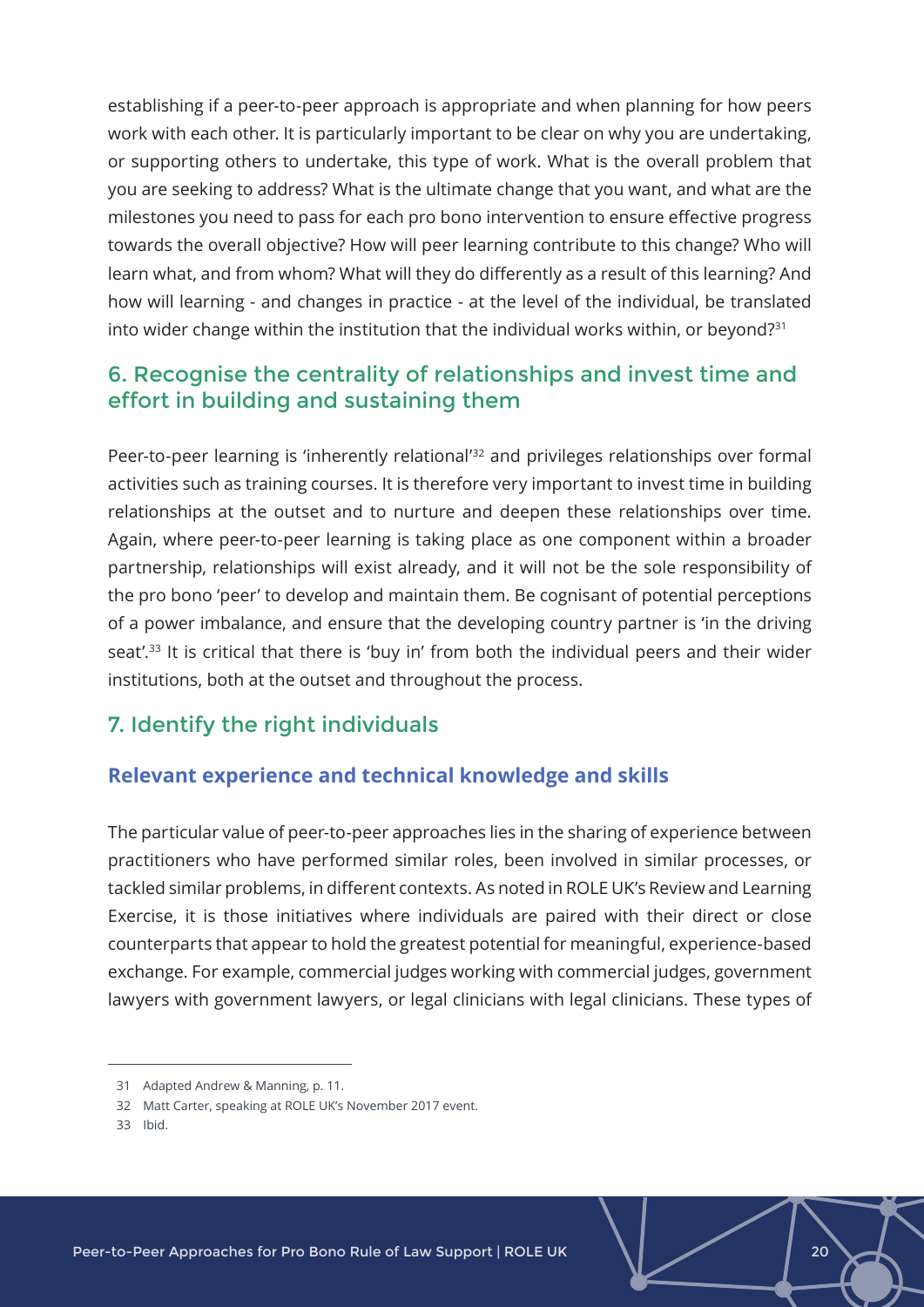establishing if a peer-to-peer approach is appropriate and when planning for how peers work with each other. It is particularly important to be clear on why you are undertaking, or supporting others to undertake, this type of work. What is the overall problem that you are seeking to address? What is the ultimate change that you want, and what are the milestones you need to pass for each pro bono intervention to ensure effective progress towards the overall objective? How will peer learning contribute to this change? Who will learn what, and from whom? What will they do differently as a result of this learning? And how will learning - and changes in practice - at the level of the individual, be translated into wider change within the institution that the individual works within, or beyond?[31]

## 6. Recognise the centrality of relationships and invest time and effort in building and sustaining them

Peer-to-peer learning is 'inherently relational'[32] and privileges relationships over formal activities such as training courses. It is therefore very important to invest time in building relationships at the outset and to nurture and deepen these relationships over time. Again, where peer-to-peer learning is taking place as one component within a broader partnership, relationships will exist already, and it will not be the sole responsibility of the pro bono 'peer' to develop and maintain them. Be cognisant of potential perceptions of a power imbalance, and ensure that the developing country partner is 'in the driving seat'.[33] It is critical that there is 'buy in' from both the individual peers and their wider institutions, both at the outset and throughout the process.

## 7. Identify the right individuals

### Relevant experience and technical knowledge and skills

The particular value of peer-to-peer approaches lies in the sharing of experience between practitioners who have performed similar roles, been involved in similar processes, or tackled similar problems, in different contexts. As noted in ROLE UK's Review and Learning Exercise, it is those initiatives where individuals are paired with their direct or close counterparts that appear to hold the greatest potential for meaningful, experience-based exchange. For example, commercial judges working with commercial judges, government lawyers with government lawyers, or legal clinicians with legal clinicians. These types of

---

31 Adapted Andrew & Manning, p. 11.

32 Matt Carter, speaking at ROLE UK's November 2017 event.

33 Ibid.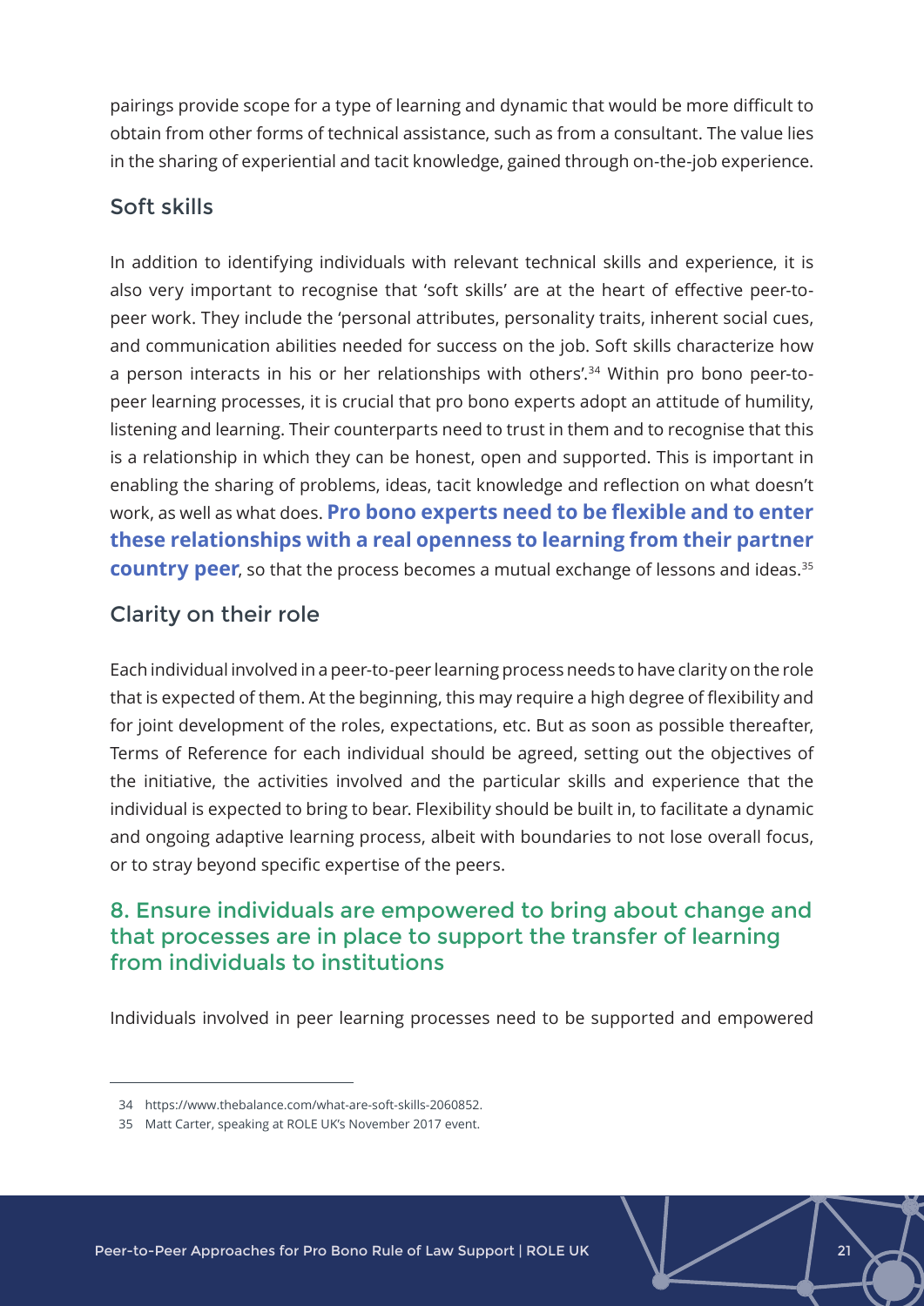pairings provide scope for a type of learning and dynamic that would be more difficult to obtain from other forms of technical assistance, such as from a consultant. The value lies in the sharing of experiential and tacit knowledge, gained through on-the-job experience.

### Soft skills

In addition to identifying individuals with relevant technical skills and experience, it is also very important to recognise that 'soft skills' are at the heart of effective peer-to-peer work. They include the 'personal attributes, personality traits, inherent social cues, and communication abilities needed for success on the job. Soft skills characterize how a person interacts in his or her relationships with others'.[34] Within pro bono peer-to-peer learning processes, it is crucial that pro bono experts adopt an attitude of humility, listening and learning. Their counterparts need to trust in them and to recognise that this is a relationship in which they can be honest, open and supported. This is important in enabling the sharing of problems, ideas, tacit knowledge and reflection on what doesn't work, as well as what does. **Pro bono experts need to be flexible and to enter these relationships with a real openness to learning from their partner country peer**, so that the process becomes a mutual exchange of lessons and ideas.[35]

### Clarity on their role

Each individual involved in a peer-to-peer learning process needs to have clarity on the role that is expected of them. At the beginning, this may require a high degree of flexibility and for joint development of the roles, expectations, etc. But as soon as possible thereafter, Terms of Reference for each individual should be agreed, setting out the objectives of the initiative, the activities involved and the particular skills and experience that the individual is expected to bring to bear. Flexibility should be built in, to facilitate a dynamic and ongoing adaptive learning process, albeit with boundaries to not lose overall focus, or to stray beyond specific expertise of the peers.

## 8. Ensure individuals are empowered to bring about change and that processes are in place to support the transfer of learning from individuals to institutions

Individuals involved in peer learning processes need to be supported and empowered

---

34 https://www.thebalance.com/what-are-soft-skills-2060852.

35 Matt Carter, speaking at ROLE UK's November 2017 event.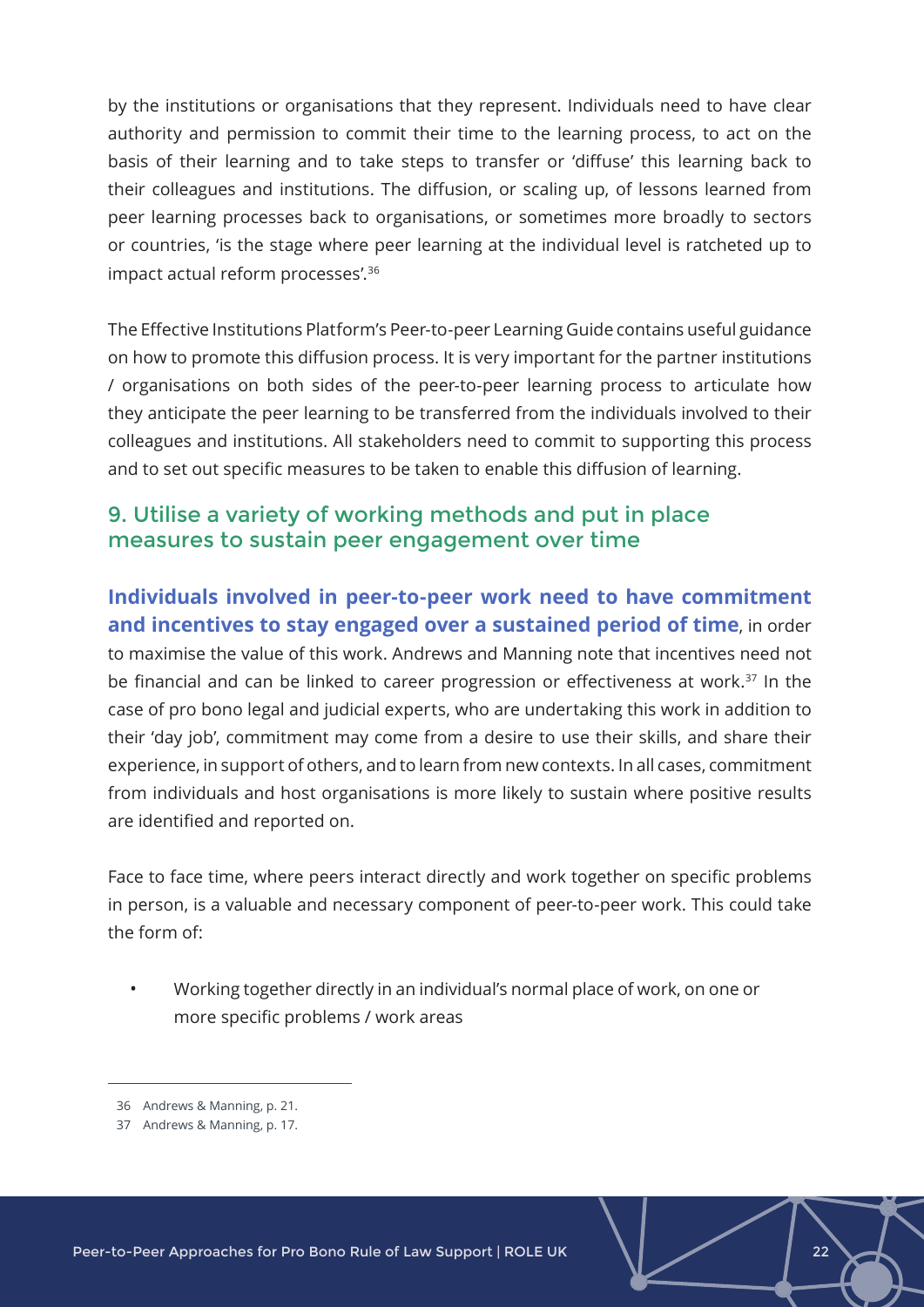by the institutions or organisations that they represent. Individuals need to have clear authority and permission to commit their time to the learning process, to act on the basis of their learning and to take steps to transfer or 'diffuse' this learning back to their colleagues and institutions. The diffusion, or scaling up, of lessons learned from peer learning processes back to organisations, or sometimes more broadly to sectors or countries, 'is the stage where peer learning at the individual level is ratcheted up to impact actual reform processes'.[36]

The Effective Institutions Platform's Peer-to-peer Learning Guide contains useful guidance on how to promote this diffusion process. It is very important for the partner institutions / organisations on both sides of the peer-to-peer learning process to articulate how they anticipate the peer learning to be transferred from the individuals involved to their colleagues and institutions. All stakeholders need to commit to supporting this process and to set out specific measures to be taken to enable this diffusion of learning.

## 9. Utilise a variety of working methods and put in place measures to sustain peer engagement over time

**Individuals involved in peer-to-peer work need to have commitment and incentives to stay engaged over a sustained period of time**, in order to maximise the value of this work. Andrews and Manning note that incentives need not be financial and can be linked to career progression or effectiveness at work.[37] In the case of pro bono legal and judicial experts, who are undertaking this work in addition to their 'day job', commitment may come from a desire to use their skills, and share their experience, in support of others, and to learn from new contexts. In all cases, commitment from individuals and host organisations is more likely to sustain where positive results are identified and reported on.

Face to face time, where peers interact directly and work together on specific problems in person, is a valuable and necessary component of peer-to-peer work. This could take the form of:

- Working together directly in an individual's normal place of work, on one or more specific problems / work areas

---

36 Andrews & Manning, p. 21.

37 Andrews & Manning, p. 17.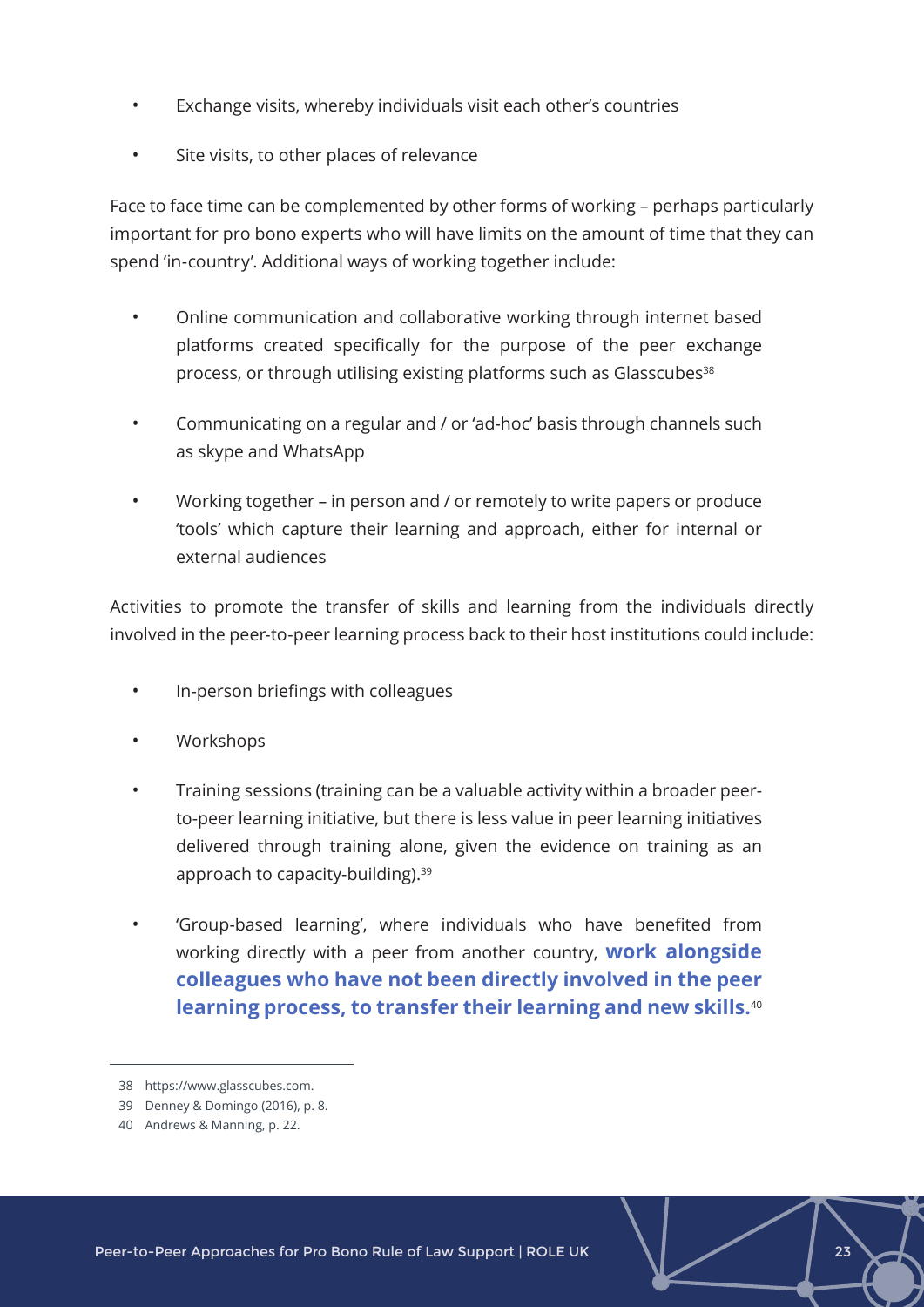- Exchange visits, whereby individuals visit each other's countries
- Site visits, to other places of relevance

Face to face time can be complemented by other forms of working – perhaps particularly important for pro bono experts who will have limits on the amount of time that they can spend 'in-country'. Additional ways of working together include:

- Online communication and collaborative working through internet based platforms created specifically for the purpose of the peer exchange process, or through utilising existing platforms such as Glasscubes[38]
- Communicating on a regular and / or 'ad-hoc' basis through channels such as skype and WhatsApp
- Working together – in person and / or remotely to write papers or produce 'tools' which capture their learning and approach, either for internal or external audiences

Activities to promote the transfer of skills and learning from the individuals directly involved in the peer-to-peer learning process back to their host institutions could include:

- In-person briefings with colleagues
- Workshops
- Training sessions (training can be a valuable activity within a broader peer-to-peer learning initiative, but there is less value in peer learning initiatives delivered through training alone, given the evidence on training as an approach to capacity-building).[39]
- 'Group-based learning', where individuals who have benefited from working directly with a peer from another country, **work alongside colleagues who have not been directly involved in the peer learning process, to transfer their learning and new skills.**[40]

---

38 https://www.glasscubes.com.

39 Denney & Domingo (2016), p. 8.

40 Andrews & Manning, p. 22.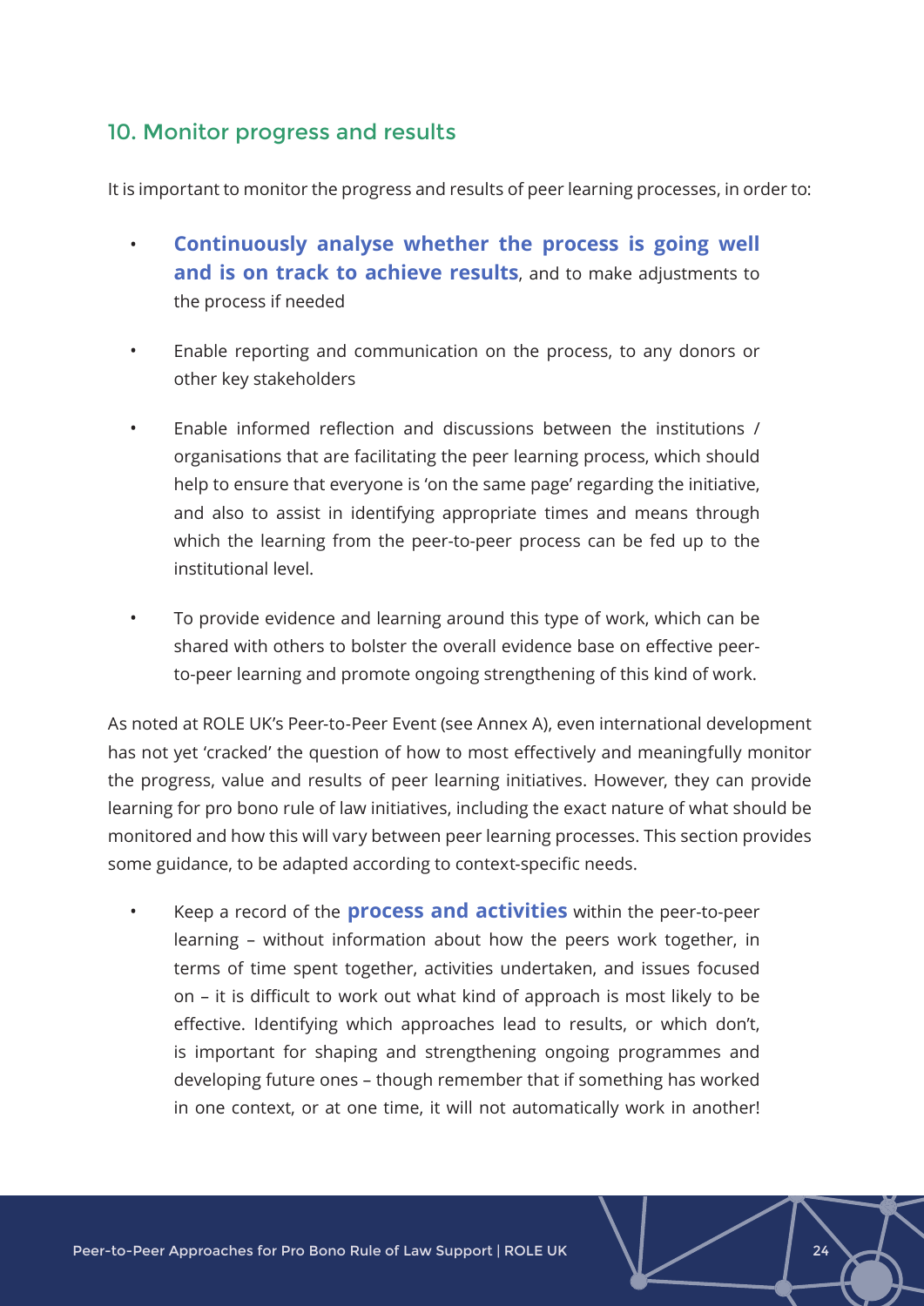## 10. Monitor progress and results

It is important to monitor the progress and results of peer learning processes, in order to:

- **Continuously analyse whether the process is going well and is on track to achieve results**, and to make adjustments to the process if needed
- Enable reporting and communication on the process, to any donors or other key stakeholders
- Enable informed reflection and discussions between the institutions / organisations that are facilitating the peer learning process, which should help to ensure that everyone is 'on the same page' regarding the initiative, and also to assist in identifying appropriate times and means through which the learning from the peer-to-peer process can be fed up to the institutional level.
- To provide evidence and learning around this type of work, which can be shared with others to bolster the overall evidence base on effective peer-to-peer learning and promote ongoing strengthening of this kind of work.

As noted at ROLE UK's Peer-to-Peer Event (see Annex A), even international development has not yet 'cracked' the question of how to most effectively and meaningfully monitor the progress, value and results of peer learning initiatives. However, they can provide learning for pro bono rule of law initiatives, including the exact nature of what should be monitored and how this will vary between peer learning processes. This section provides some guidance, to be adapted according to context-specific needs.

- Keep a record of the **process and activities** within the peer-to-peer learning – without information about how the peers work together, in terms of time spent together, activities undertaken, and issues focused on – it is difficult to work out what kind of approach is most likely to be effective. Identifying which approaches lead to results, or which don't, is important for shaping and strengthening ongoing programmes and developing future ones – though remember that if something has worked in one context, or at one time, it will not automatically work in another!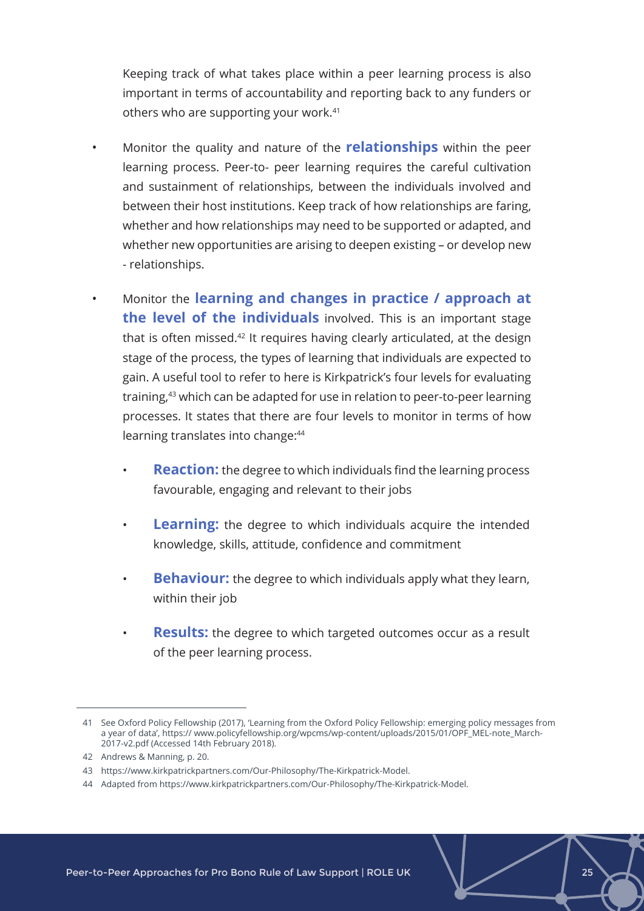Keeping track of what takes place within a peer learning process is also important in terms of accountability and reporting back to any funders or others who are supporting your work.[41]

- Monitor the quality and nature of the **relationships** within the peer learning process. Peer-to- peer learning requires the careful cultivation and sustainment of relationships, between the individuals involved and between their host institutions. Keep track of how relationships are faring, whether and how relationships may need to be supported or adapted, and whether new opportunities are arising to deepen existing – or develop new - relationships.

- Monitor the **learning and changes in practice / approach at the level of the individuals** involved. This is an important stage that is often missed.[42] It requires having clearly articulated, at the design stage of the process, the types of learning that individuals are expected to gain. A useful tool to refer to here is Kirkpatrick's four levels for evaluating training,[43] which can be adapted for use in relation to peer-to-peer learning processes. It states that there are four levels to monitor in terms of how learning translates into change:[44]

    - **Reaction:** the degree to which individuals find the learning process favourable, engaging and relevant to their jobs

    - **Learning:** the degree to which individuals acquire the intended knowledge, skills, attitude, confidence and commitment

    - **Behaviour:** the degree to which individuals apply what they learn, within their job

    - **Results:** the degree to which targeted outcomes occur as a result of the peer learning process.

---

41 See Oxford Policy Fellowship (2017), 'Learning from the Oxford Policy Fellowship: emerging policy messages from a year of data', https:// www.policyfellowship.org/wpcms/wp-content/uploads/2015/01/OPF_MEL-note_March-2017-v2.pdf (Accessed 14th February 2018).

42 Andrews & Manning, p. 20.

43 https://www.kirkpatrickpartners.com/Our-Philosophy/The-Kirkpatrick-Model.

44 Adapted from https://www.kirkpatrickpartners.com/Our-Philosophy/The-Kirkpatrick-Model.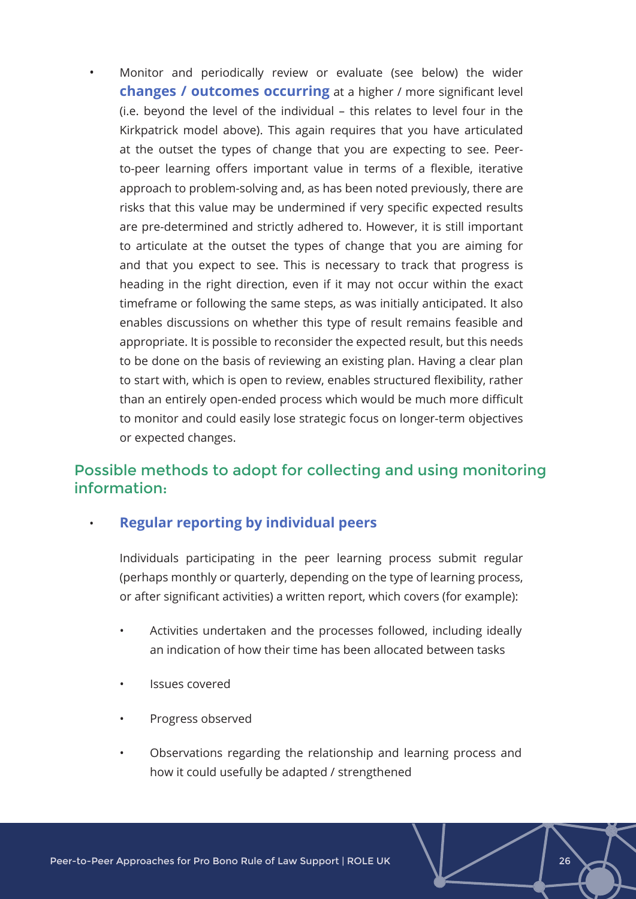- Monitor and periodically review or evaluate (see below) the wider **changes / outcomes occurring** at a higher / more significant level (i.e. beyond the level of the individual – this relates to level four in the Kirkpatrick model above). This again requires that you have articulated at the outset the types of change that you are expecting to see. Peer-to-peer learning offers important value in terms of a flexible, iterative approach to problem-solving and, as has been noted previously, there are risks that this value may be undermined if very specific expected results are pre-determined and strictly adhered to. However, it is still important to articulate at the outset the types of change that you are aiming for and that you expect to see. This is necessary to track that progress is heading in the right direction, even if it may not occur within the exact timeframe or following the same steps, as was initially anticipated. It also enables discussions on whether this type of result remains feasible and appropriate. It is possible to reconsider the expected result, but this needs to be done on the basis of reviewing an existing plan. Having a clear plan to start with, which is open to review, enables structured flexibility, rather than an entirely open-ended process which would be much more difficult to monitor and could easily lose strategic focus on longer-term objectives or expected changes.

## Possible methods to adopt for collecting and using monitoring information:

- **Regular reporting by individual peers**

  Individuals participating in the peer learning process submit regular (perhaps monthly or quarterly, depending on the type of learning process, or after significant activities) a written report, which covers (for example):

  - Activities undertaken and the processes followed, including ideally an indication of how their time has been allocated between tasks
  - Issues covered
  - Progress observed
  - Observations regarding the relationship and learning process and how it could usefully be adapted / strengthened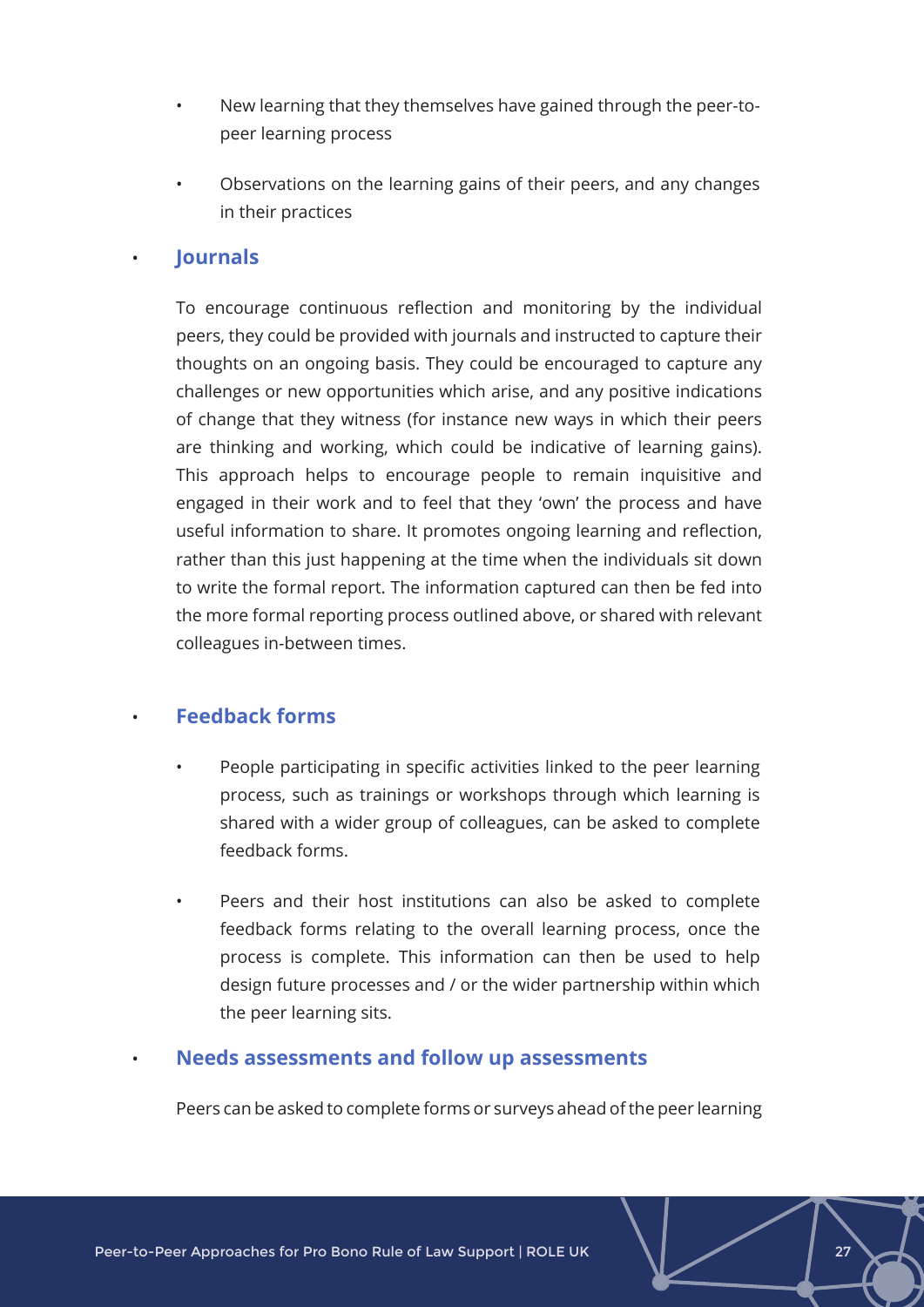- New learning that they themselves have gained through the peer-to-peer learning process
- Observations on the learning gains of their peers, and any changes in their practices

- **Journals**

  To encourage continuous reflection and monitoring by the individual peers, they could be provided with journals and instructed to capture their thoughts on an ongoing basis. They could be encouraged to capture any challenges or new opportunities which arise, and any positive indications of change that they witness (for instance new ways in which their peers are thinking and working, which could be indicative of learning gains). This approach helps to encourage people to remain inquisitive and engaged in their work and to feel that they 'own' the process and have useful information to share. It promotes ongoing learning and reflection, rather than this just happening at the time when the individuals sit down to write the formal report. The information captured can then be fed into the more formal reporting process outlined above, or shared with relevant colleagues in-between times.

- **Feedback forms**

  - People participating in specific activities linked to the peer learning process, such as trainings or workshops through which learning is shared with a wider group of colleagues, can be asked to complete feedback forms.
  - Peers and their host institutions can also be asked to complete feedback forms relating to the overall learning process, once the process is complete. This information can then be used to help design future processes and / or the wider partnership within which the peer learning sits.

- **Needs assessments and follow up assessments**

  Peers can be asked to complete forms or surveys ahead of the peer learning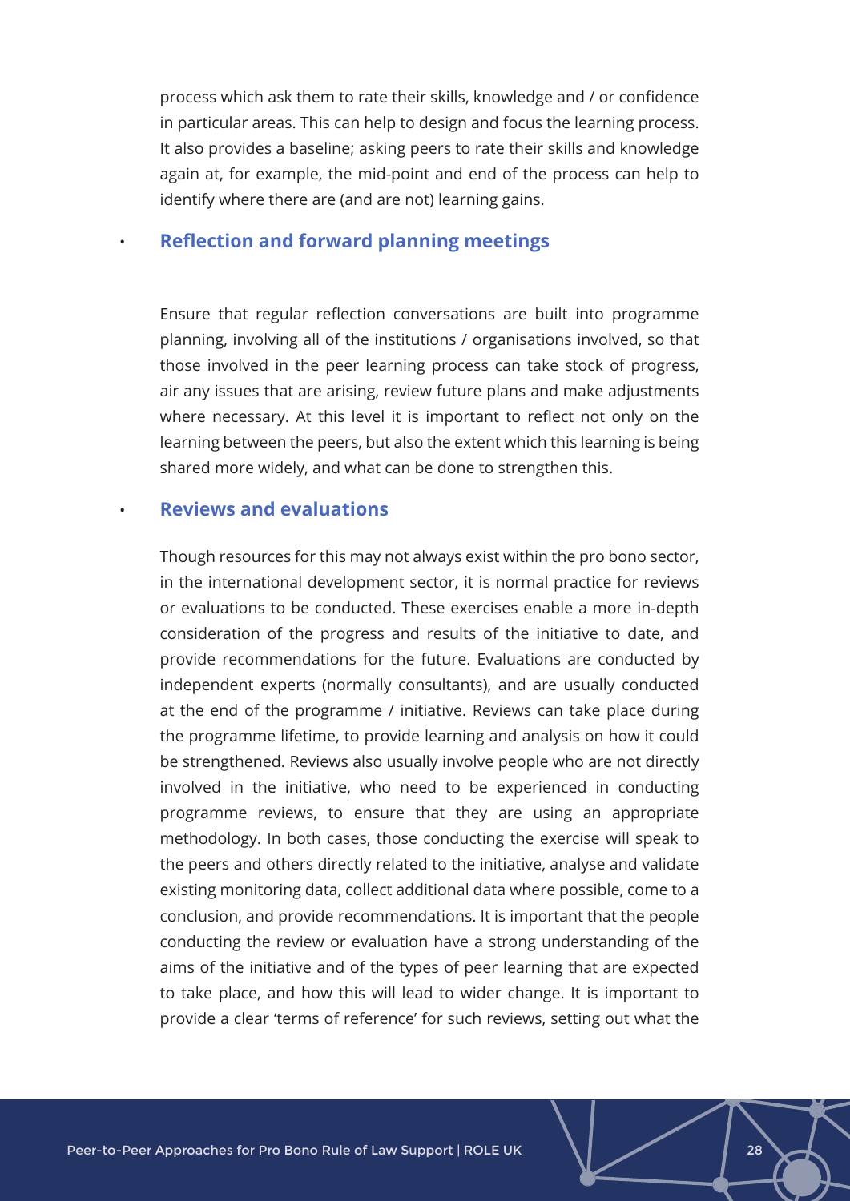process which ask them to rate their skills, knowledge and / or confidence in particular areas. This can help to design and focus the learning process. It also provides a baseline; asking peers to rate their skills and knowledge again at, for example, the mid-point and end of the process can help to identify where there are (and are not) learning gains.

- **Reflection and forward planning meetings**

  Ensure that regular reflection conversations are built into programme planning, involving all of the institutions / organisations involved, so that those involved in the peer learning process can take stock of progress, air any issues that are arising, review future plans and make adjustments where necessary. At this level it is important to reflect not only on the learning between the peers, but also the extent which this learning is being shared more widely, and what can be done to strengthen this.

- **Reviews and evaluations**

  Though resources for this may not always exist within the pro bono sector, in the international development sector, it is normal practice for reviews or evaluations to be conducted. These exercises enable a more in-depth consideration of the progress and results of the initiative to date, and provide recommendations for the future. Evaluations are conducted by independent experts (normally consultants), and are usually conducted at the end of the programme / initiative. Reviews can take place during the programme lifetime, to provide learning and analysis on how it could be strengthened. Reviews also usually involve people who are not directly involved in the initiative, who need to be experienced in conducting programme reviews, to ensure that they are using an appropriate methodology. In both cases, those conducting the exercise will speak to the peers and others directly related to the initiative, analyse and validate existing monitoring data, collect additional data where possible, come to a conclusion, and provide recommendations. It is important that the people conducting the review or evaluation have a strong understanding of the aims of the initiative and of the types of peer learning that are expected to take place, and how this will lead to wider change. It is important to provide a clear 'terms of reference' for such reviews, setting out what the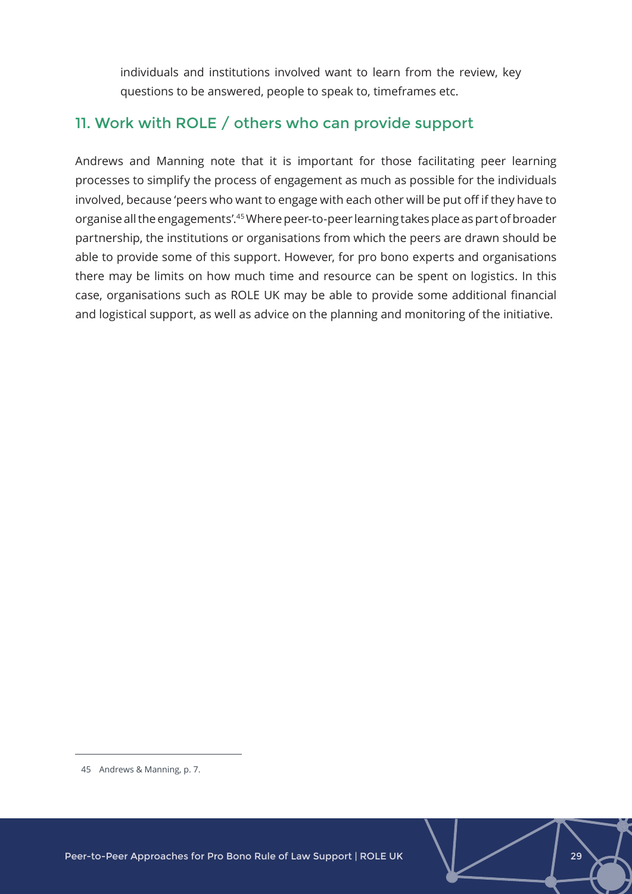individuals and institutions involved want to learn from the review, key questions to be answered, people to speak to, timeframes etc.

## 11. Work with ROLE / others who can provide support

Andrews and Manning note that it is important for those facilitating peer learning processes to simplify the process of engagement as much as possible for the individuals involved, because 'peers who want to engage with each other will be put off if they have to organise all the engagements'.[45] Where peer-to-peer learning takes place as part of broader partnership, the institutions or organisations from which the peers are drawn should be able to provide some of this support. However, for pro bono experts and organisations there may be limits on how much time and resource can be spent on logistics. In this case, organisations such as ROLE UK may be able to provide some additional financial and logistical support, as well as advice on the planning and monitoring of the initiative.

45 Andrews & Manning, p. 7.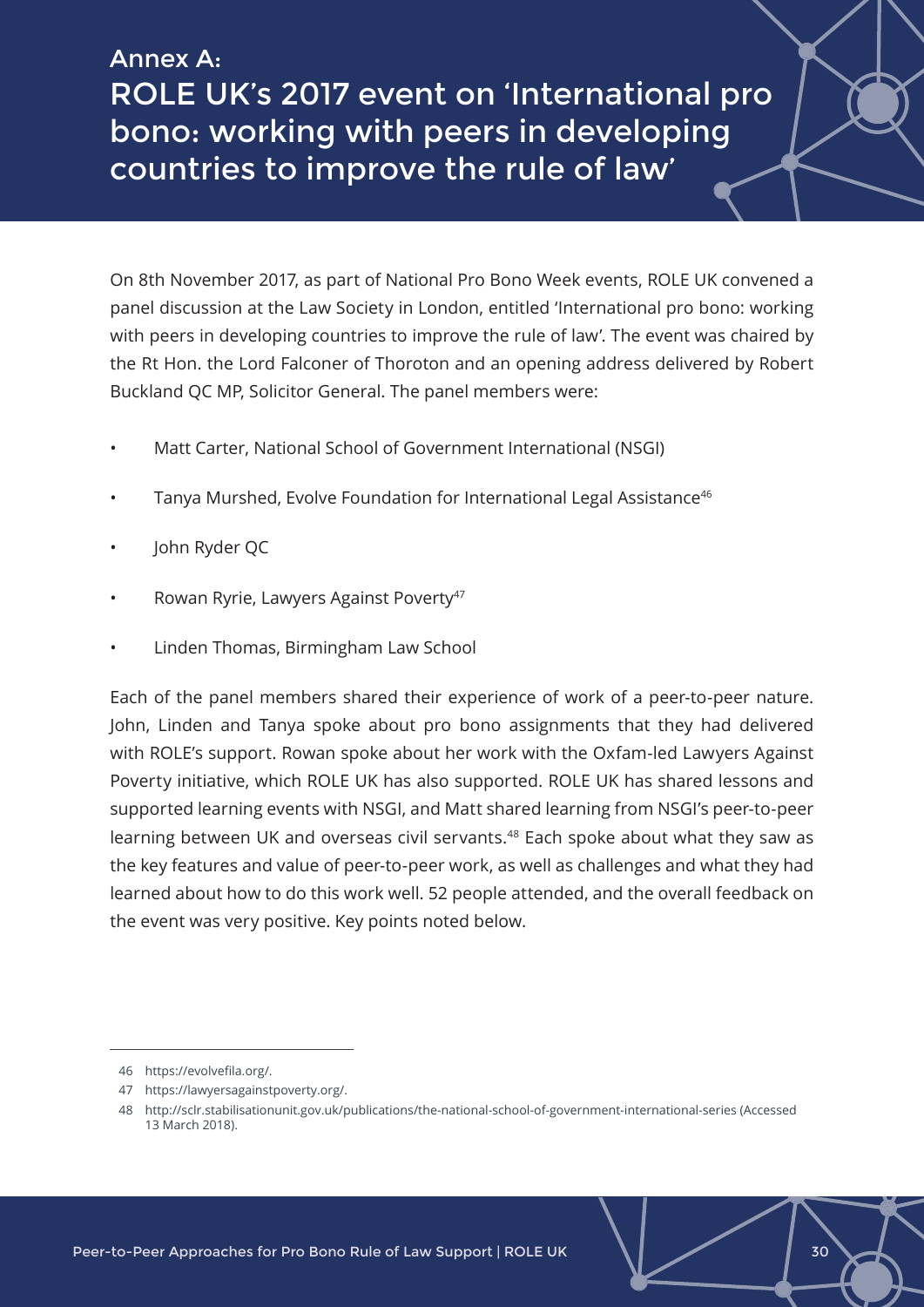# Annex A: ROLE UK's 2017 event on 'International pro bono: working with peers in developing countries to improve the rule of law'

On 8th November 2017, as part of National Pro Bono Week events, ROLE UK convened a panel discussion at the Law Society in London, entitled 'International pro bono: working with peers in developing countries to improve the rule of law'. The event was chaired by the Rt Hon. the Lord Falconer of Thoroton and an opening address delivered by Robert Buckland QC MP, Solicitor General. The panel members were:

- Matt Carter, National School of Government International (NSGI)
- Tanya Murshed, Evolve Foundation for International Legal Assistance[46]
- John Ryder QC
- Rowan Ryrie, Lawyers Against Poverty[47]
- Linden Thomas, Birmingham Law School

Each of the panel members shared their experience of work of a peer-to-peer nature. John, Linden and Tanya spoke about pro bono assignments that they had delivered with ROLE's support. Rowan spoke about her work with the Oxfam-led Lawyers Against Poverty initiative, which ROLE UK has also supported. ROLE UK has shared lessons and supported learning events with NSGI, and Matt shared learning from NSGI's peer-to-peer learning between UK and overseas civil servants.[48] Each spoke about what they saw as the key features and value of peer-to-peer work, as well as challenges and what they had learned about how to do this work well. 52 people attended, and the overall feedback on the event was very positive. Key points noted below.

---

46 https://evolvefila.org/.

47 https://lawyersagainstpoverty.org/.

48 http://sclr.stabilisationunit.gov.uk/publications/the-national-school-of-government-international-series (Accessed 13 March 2018).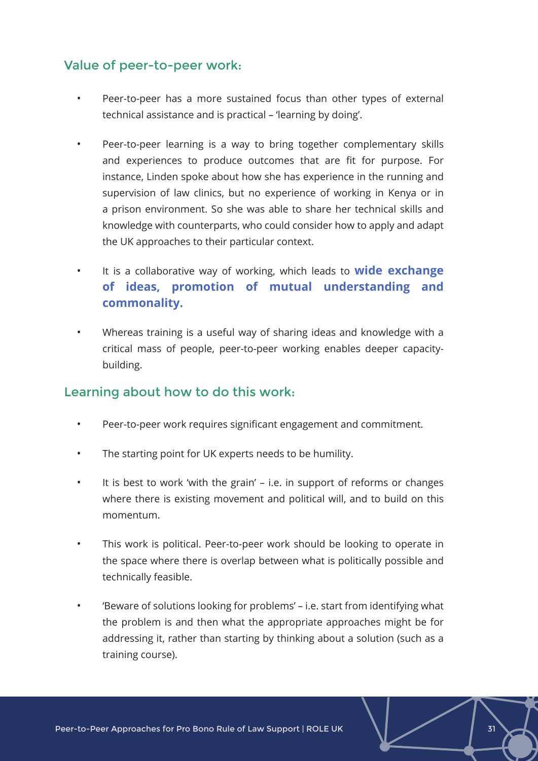## Value of peer-to-peer work:

- Peer-to-peer has a more sustained focus than other types of external technical assistance and is practical – 'learning by doing'.
- Peer-to-peer learning is a way to bring together complementary skills and experiences to produce outcomes that are fit for purpose. For instance, Linden spoke about how she has experience in the running and supervision of law clinics, but no experience of working in Kenya or in a prison environment. So she was able to share her technical skills and knowledge with counterparts, who could consider how to apply and adapt the UK approaches to their particular context.
- It is a collaborative way of working, which leads to **wide exchange of ideas, promotion of mutual understanding and commonality.**
- Whereas training is a useful way of sharing ideas and knowledge with a critical mass of people, peer-to-peer working enables deeper capacity-building.

## Learning about how to do this work:

- Peer-to-peer work requires significant engagement and commitment.
- The starting point for UK experts needs to be humility.
- It is best to work 'with the grain' – i.e. in support of reforms or changes where there is existing movement and political will, and to build on this momentum.
- This work is political. Peer-to-peer work should be looking to operate in the space where there is overlap between what is politically possible and technically feasible.
- 'Beware of solutions looking for problems' – i.e. start from identifying what the problem is and then what the appropriate approaches might be for addressing it, rather than starting by thinking about a solution (such as a training course).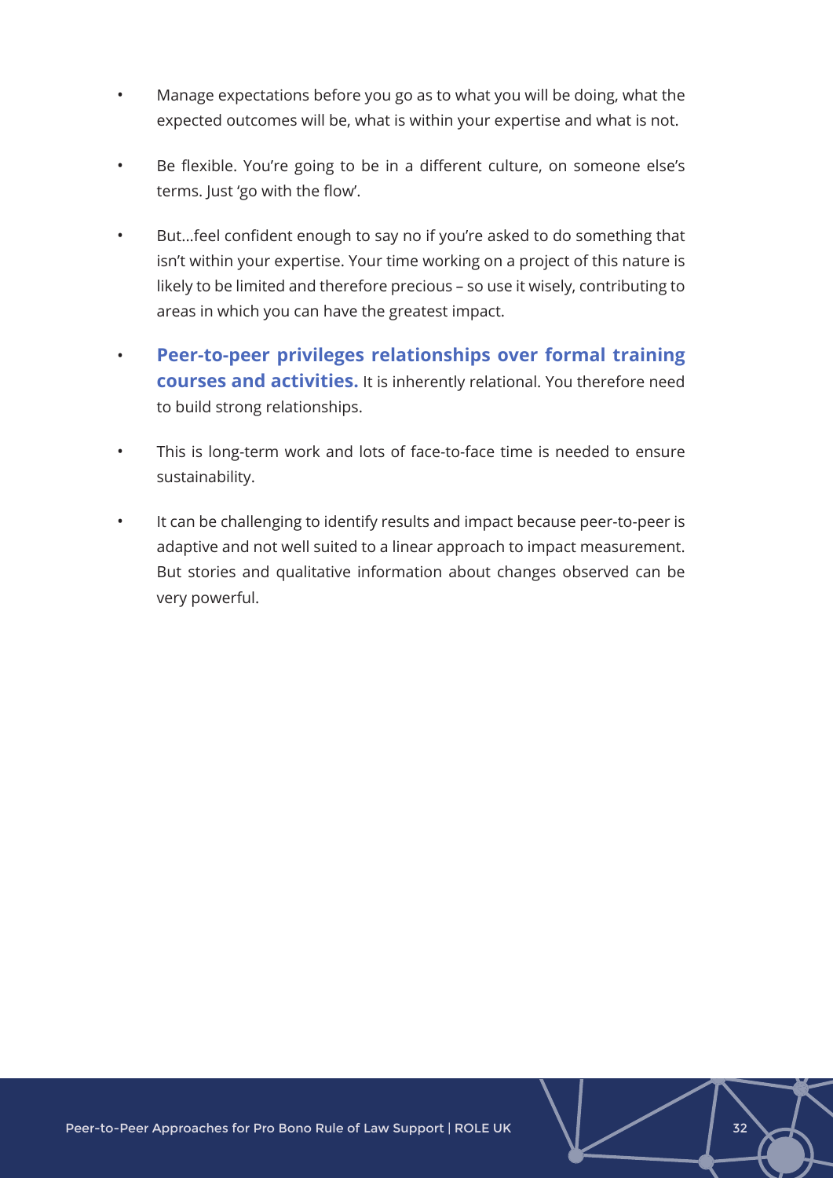- Manage expectations before you go as to what you will be doing, what the expected outcomes will be, what is within your expertise and what is not.
- Be flexible. You're going to be in a different culture, on someone else's terms. Just 'go with the flow'.
- But...feel confident enough to say no if you're asked to do something that isn't within your expertise. Your time working on a project of this nature is likely to be limited and therefore precious – so use it wisely, contributing to areas in which you can have the greatest impact.
- **Peer-to-peer privileges relationships over formal training courses and activities.** It is inherently relational. You therefore need to build strong relationships.
- This is long-term work and lots of face-to-face time is needed to ensure sustainability.
- It can be challenging to identify results and impact because peer-to-peer is adaptive and not well suited to a linear approach to impact measurement. But stories and qualitative information about changes observed can be very powerful.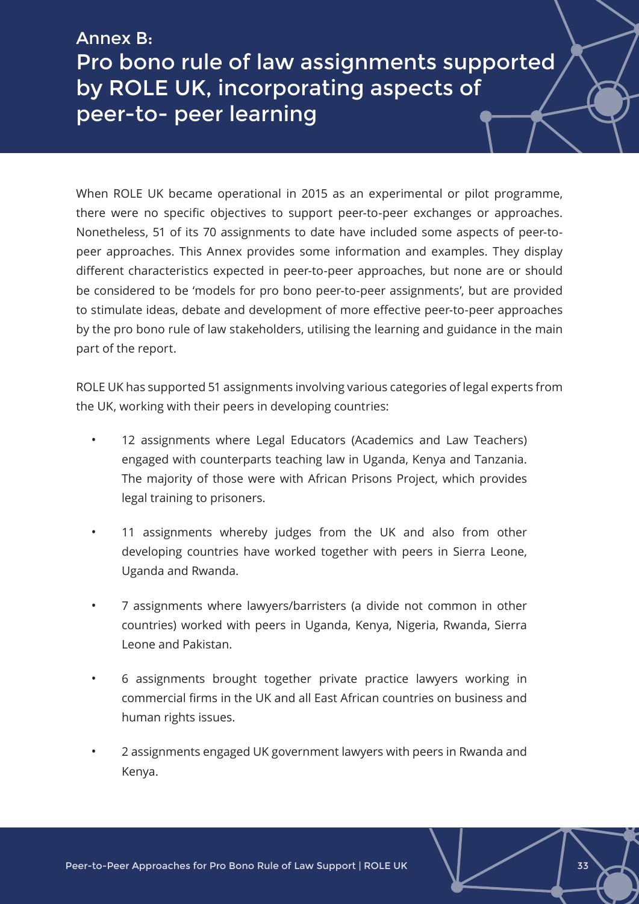# Annex B: Pro bono rule of law assignments supported by ROLE UK, incorporating aspects of peer-to- peer learning

When ROLE UK became operational in 2015 as an experimental or pilot programme, there were no specific objectives to support peer-to-peer exchanges or approaches. Nonetheless, 51 of its 70 assignments to date have included some aspects of peer-to-peer approaches. This Annex provides some information and examples. They display different characteristics expected in peer-to-peer approaches, but none are or should be considered to be 'models for pro bono peer-to-peer assignments', but are provided to stimulate ideas, debate and development of more effective peer-to-peer approaches by the pro bono rule of law stakeholders, utilising the learning and guidance in the main part of the report.

ROLE UK has supported 51 assignments involving various categories of legal experts from the UK, working with their peers in developing countries:

- 12 assignments where Legal Educators (Academics and Law Teachers) engaged with counterparts teaching law in Uganda, Kenya and Tanzania. The majority of those were with African Prisons Project, which provides legal training to prisoners.
- 11 assignments whereby judges from the UK and also from other developing countries have worked together with peers in Sierra Leone, Uganda and Rwanda.
- 7 assignments where lawyers/barristers (a divide not common in other countries) worked with peers in Uganda, Kenya, Nigeria, Rwanda, Sierra Leone and Pakistan.
- 6 assignments brought together private practice lawyers working in commercial firms in the UK and all East African countries on business and human rights issues.
- 2 assignments engaged UK government lawyers with peers in Rwanda and Kenya.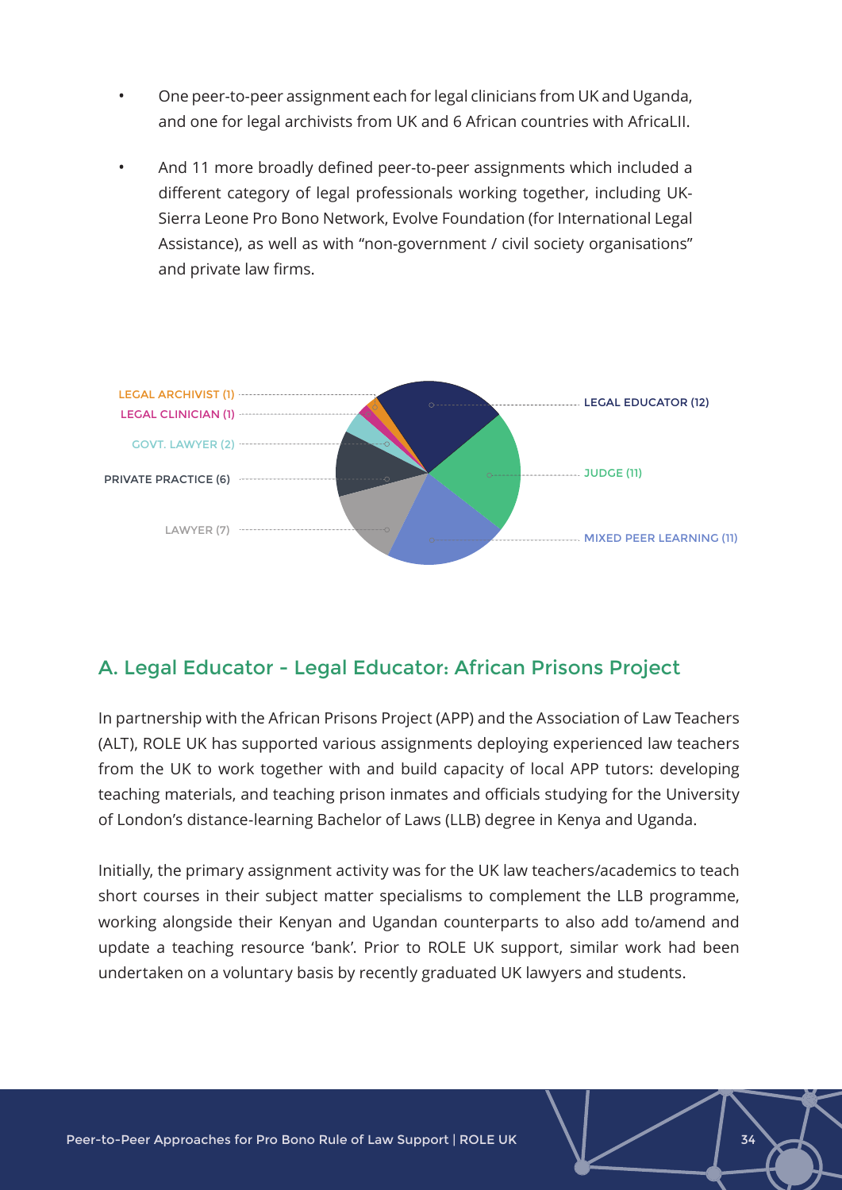- One peer-to-peer assignment each for legal clinicians from UK and Uganda, and one for legal archivists from UK and 6 African countries with AfricaLII.
- And 11 more broadly defined peer-to-peer assignments which included a different category of legal professionals working together, including UK-Sierra Leone Pro Bono Network, Evolve Foundation (for International Legal Assistance), as well as with "non-government / civil society organisations" and private law firms.

LEGAL ARCHIVIST (1)
LEGAL CLINICIAN (1)
GOVT. LAWYER (2)
PRIVATE PRACTICE (6)
LAWYER (7)
LEGAL EDUCATOR (12)
JUDGE (11)
MIXED PEER LEARNING (11)

## A. Legal Educator - Legal Educator: African Prisons Project

In partnership with the African Prisons Project (APP) and the Association of Law Teachers (ALT), ROLE UK has supported various assignments deploying experienced law teachers from the UK to work together with and build capacity of local APP tutors: developing teaching materials, and teaching prison inmates and officials studying for the University of London's distance-learning Bachelor of Laws (LLB) degree in Kenya and Uganda.

Initially, the primary assignment activity was for the UK law teachers/academics to teach short courses in their subject matter specialisms to complement the LLB programme, working alongside their Kenyan and Ugandan counterparts to also add to/amend and update a teaching resource 'bank'. Prior to ROLE UK support, similar work had been undertaken on a voluntary basis by recently graduated UK lawyers and students.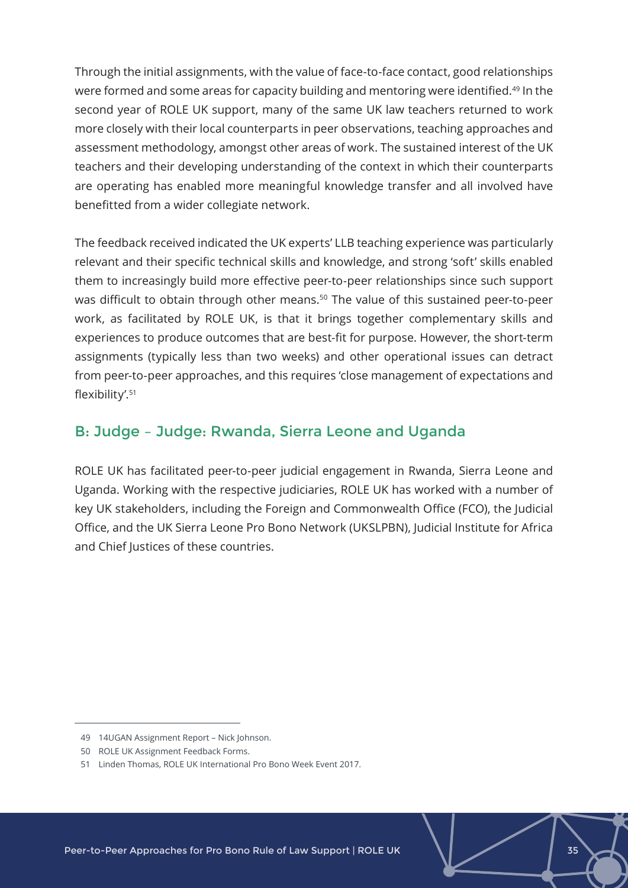Through the initial assignments, with the value of face-to-face contact, good relationships were formed and some areas for capacity building and mentoring were identified.[49] In the second year of ROLE UK support, many of the same UK law teachers returned to work more closely with their local counterparts in peer observations, teaching approaches and assessment methodology, amongst other areas of work. The sustained interest of the UK teachers and their developing understanding of the context in which their counterparts are operating has enabled more meaningful knowledge transfer and all involved have benefitted from a wider collegiate network.

The feedback received indicated the UK experts' LLB teaching experience was particularly relevant and their specific technical skills and knowledge, and strong 'soft' skills enabled them to increasingly build more effective peer-to-peer relationships since such support was difficult to obtain through other means.[50] The value of this sustained peer-to-peer work, as facilitated by ROLE UK, is that it brings together complementary skills and experiences to produce outcomes that are best-fit for purpose. However, the short-term assignments (typically less than two weeks) and other operational issues can detract from peer-to-peer approaches, and this requires 'close management of expectations and flexibility'.[51]

## B: Judge – Judge: Rwanda, Sierra Leone and Uganda

ROLE UK has facilitated peer-to-peer judicial engagement in Rwanda, Sierra Leone and Uganda. Working with the respective judiciaries, ROLE UK has worked with a number of key UK stakeholders, including the Foreign and Commonwealth Office (FCO), the Judicial Office, and the UK Sierra Leone Pro Bono Network (UKSLPBN), Judicial Institute for Africa and Chief Justices of these countries.

---

49 14UGAN Assignment Report – Nick Johnson.

50 ROLE UK Assignment Feedback Forms.

51 Linden Thomas, ROLE UK International Pro Bono Week Event 2017.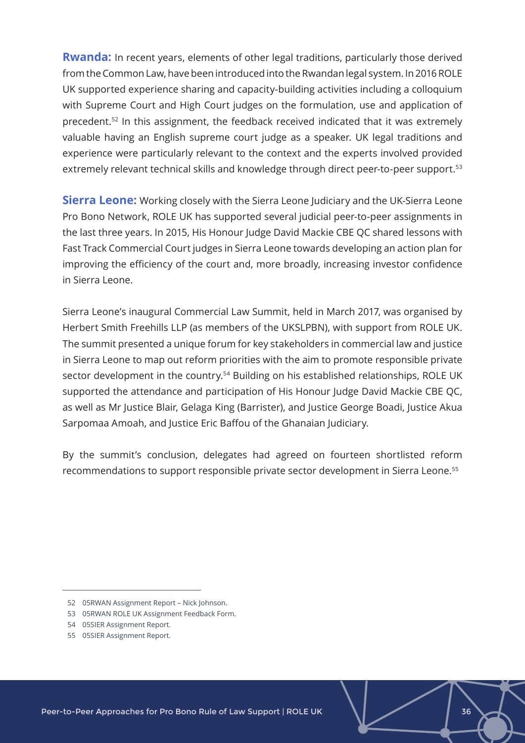**Rwanda:** In recent years, elements of other legal traditions, particularly those derived from the Common Law, have been introduced into the Rwandan legal system. In 2016 ROLE UK supported experience sharing and capacity-building activities including a colloquium with Supreme Court and High Court judges on the formulation, use and application of precedent.[52] In this assignment, the feedback received indicated that it was extremely valuable having an English supreme court judge as a speaker. UK legal traditions and experience were particularly relevant to the context and the experts involved provided extremely relevant technical skills and knowledge through direct peer-to-peer support.[53]

**Sierra Leone:** Working closely with the Sierra Leone Judiciary and the UK-Sierra Leone Pro Bono Network, ROLE UK has supported several judicial peer-to-peer assignments in the last three years. In 2015, His Honour Judge David Mackie CBE QC shared lessons with Fast Track Commercial Court judges in Sierra Leone towards developing an action plan for improving the efficiency of the court and, more broadly, increasing investor confidence in Sierra Leone.

Sierra Leone's inaugural Commercial Law Summit, held in March 2017, was organised by Herbert Smith Freehills LLP (as members of the UKSLPBN), with support from ROLE UK. The summit presented a unique forum for key stakeholders in commercial law and justice in Sierra Leone to map out reform priorities with the aim to promote responsible private sector development in the country.[54] Building on his established relationships, ROLE UK supported the attendance and participation of His Honour Judge David Mackie CBE QC, as well as Mr Justice Blair, Gelaga King (Barrister), and Justice George Boadi, Justice Akua Sarpomaa Amoah, and Justice Eric Baffou of the Ghanaian Judiciary.

By the summit's conclusion, delegates had agreed on fourteen shortlisted reform recommendations to support responsible private sector development in Sierra Leone.[55]

---

52 05RWAN Assignment Report – Nick Johnson.

53 05RWAN ROLE UK Assignment Feedback Form.

54 05SIER Assignment Report.

55 05SIER Assignment Report.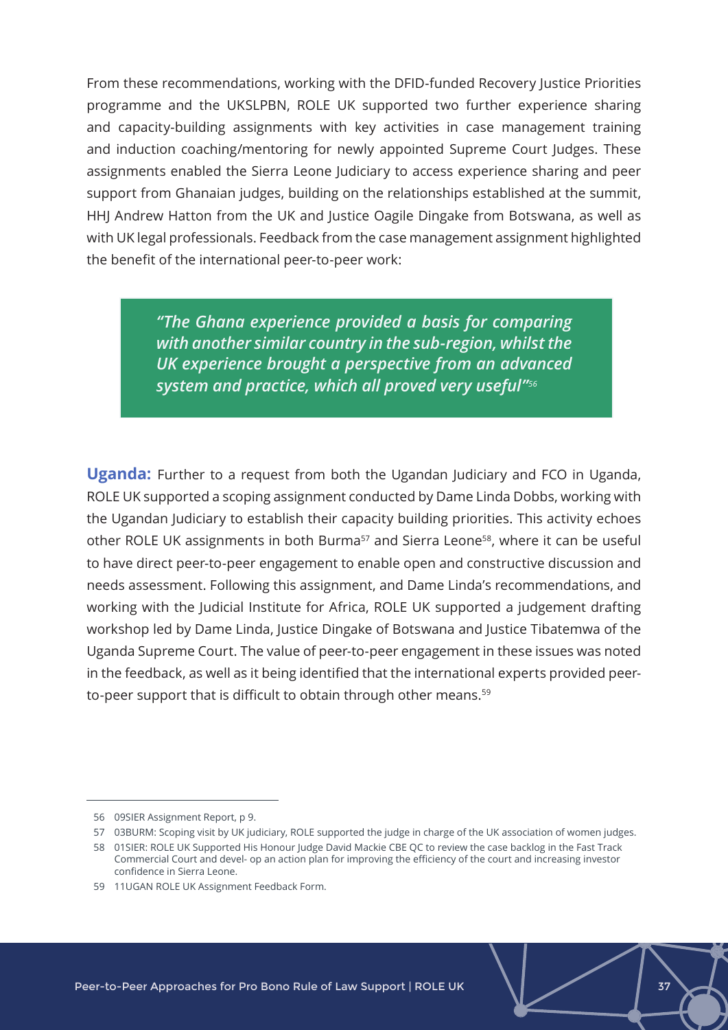From these recommendations, working with the DFID-funded Recovery Justice Priorities programme and the UKSLPBN, ROLE UK supported two further experience sharing and capacity-building assignments with key activities in case management training and induction coaching/mentoring for newly appointed Supreme Court Judges. These assignments enabled the Sierra Leone Judiciary to access experience sharing and peer support from Ghanaian judges, building on the relationships established at the summit, HHJ Andrew Hatton from the UK and Justice Oagile Dingake from Botswana, as well as with UK legal professionals. Feedback from the case management assignment highlighted the benefit of the international peer-to-peer work:

> ***"The Ghana experience provided a basis for comparing with another similar country in the sub-region, whilst the UK experience brought a perspective from an advanced system and practice, which all proved very useful"***[56]

**Uganda:** Further to a request from both the Ugandan Judiciary and FCO in Uganda, ROLE UK supported a scoping assignment conducted by Dame Linda Dobbs, working with the Ugandan Judiciary to establish their capacity building priorities. This activity echoes other ROLE UK assignments in both Burma[57] and Sierra Leone[58], where it can be useful to have direct peer-to-peer engagement to enable open and constructive discussion and needs assessment. Following this assignment, and Dame Linda's recommendations, and working with the Judicial Institute for Africa, ROLE UK supported a judgement drafting workshop led by Dame Linda, Justice Dingake of Botswana and Justice Tibatemwa of the Uganda Supreme Court. The value of peer-to-peer engagement in these issues was noted in the feedback, as well as it being identified that the international experts provided peer-to-peer support that is difficult to obtain through other means.[59]

---

56 09SIER Assignment Report, p 9.

57 03BURM: Scoping visit by UK judiciary, ROLE supported the judge in charge of the UK association of women judges.

58 01SIER: ROLE UK Supported His Honour Judge David Mackie CBE QC to review the case backlog in the Fast Track Commercial Court and devel- op an action plan for improving the efficiency of the court and increasing investor confidence in Sierra Leone.

59 11UGAN ROLE UK Assignment Feedback Form.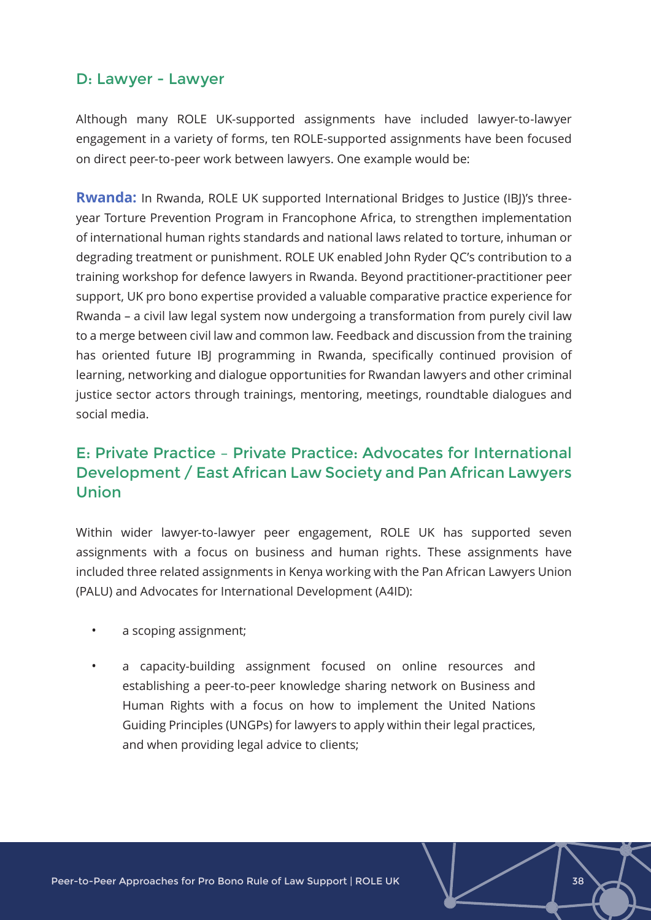## D: Lawyer - Lawyer

Although many ROLE UK-supported assignments have included lawyer-to-lawyer engagement in a variety of forms, ten ROLE-supported assignments have been focused on direct peer-to-peer work between lawyers. One example would be:

**Rwanda:** In Rwanda, ROLE UK supported International Bridges to Justice (IBJ)'s three-year Torture Prevention Program in Francophone Africa, to strengthen implementation of international human rights standards and national laws related to torture, inhuman or degrading treatment or punishment. ROLE UK enabled John Ryder QC's contribution to a training workshop for defence lawyers in Rwanda. Beyond practitioner-practitioner peer support, UK pro bono expertise provided a valuable comparative practice experience for Rwanda – a civil law legal system now undergoing a transformation from purely civil law to a merge between civil law and common law. Feedback and discussion from the training has oriented future IBJ programming in Rwanda, specifically continued provision of learning, networking and dialogue opportunities for Rwandan lawyers and other criminal justice sector actors through trainings, mentoring, meetings, roundtable dialogues and social media.

## E: Private Practice – Private Practice: Advocates for International Development / East African Law Society and Pan African Lawyers Union

Within wider lawyer-to-lawyer peer engagement, ROLE UK has supported seven assignments with a focus on business and human rights. These assignments have included three related assignments in Kenya working with the Pan African Lawyers Union (PALU) and Advocates for International Development (A4ID):

- a scoping assignment;
- a capacity-building assignment focused on online resources and establishing a peer-to-peer knowledge sharing network on Business and Human Rights with a focus on how to implement the United Nations Guiding Principles (UNGPs) for lawyers to apply within their legal practices, and when providing legal advice to clients;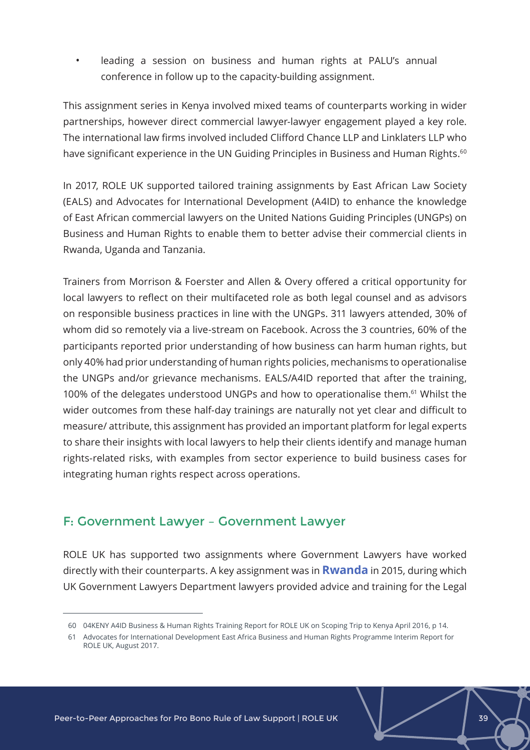- leading a session on business and human rights at PALU's annual conference in follow up to the capacity-building assignment.

This assignment series in Kenya involved mixed teams of counterparts working in wider partnerships, however direct commercial lawyer-lawyer engagement played a key role. The international law firms involved included Clifford Chance LLP and Linklaters LLP who have significant experience in the UN Guiding Principles in Business and Human Rights.[60]

In 2017, ROLE UK supported tailored training assignments by East African Law Society (EALS) and Advocates for International Development (A4ID) to enhance the knowledge of East African commercial lawyers on the United Nations Guiding Principles (UNGPs) on Business and Human Rights to enable them to better advise their commercial clients in Rwanda, Uganda and Tanzania.

Trainers from Morrison & Foerster and Allen & Overy offered a critical opportunity for local lawyers to reflect on their multifaceted role as both legal counsel and as advisors on responsible business practices in line with the UNGPs. 311 lawyers attended, 30% of whom did so remotely via a live-stream on Facebook. Across the 3 countries, 60% of the participants reported prior understanding of how business can harm human rights, but only 40% had prior understanding of human rights policies, mechanisms to operationalise the UNGPs and/or grievance mechanisms. EALS/A4ID reported that after the training, 100% of the delegates understood UNGPs and how to operationalise them.[61] Whilst the wider outcomes from these half-day trainings are naturally not yet clear and difficult to measure/ attribute, this assignment has provided an important platform for legal experts to share their insights with local lawyers to help their clients identify and manage human rights-related risks, with examples from sector experience to build business cases for integrating human rights respect across operations.

## F: Government Lawyer – Government Lawyer

ROLE UK has supported two assignments where Government Lawyers have worked directly with their counterparts. A key assignment was in **Rwanda** in 2015, during which UK Government Lawyers Department lawyers provided advice and training for the Legal

---

60 04KENY A4ID Business & Human Rights Training Report for ROLE UK on Scoping Trip to Kenya April 2016, p 14.

61 Advocates for International Development East Africa Business and Human Rights Programme Interim Report for ROLE UK, August 2017.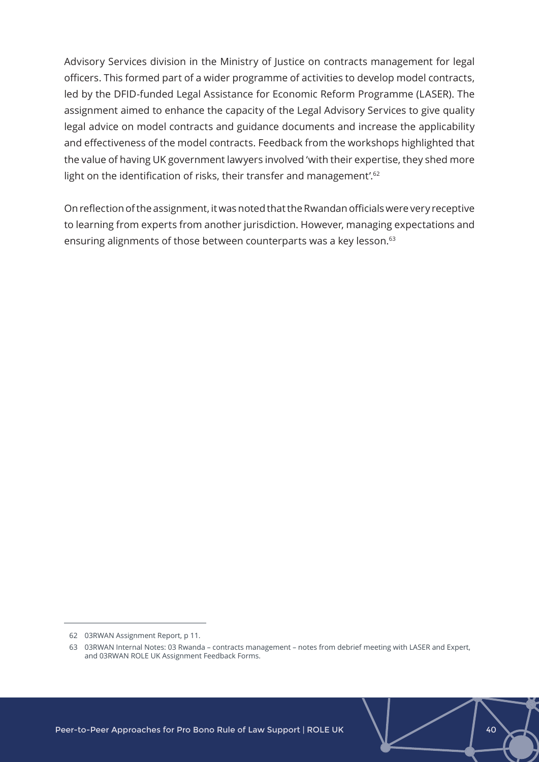Advisory Services division in the Ministry of Justice on contracts management for legal officers. This formed part of a wider programme of activities to develop model contracts, led by the DFID-funded Legal Assistance for Economic Reform Programme (LASER). The assignment aimed to enhance the capacity of the Legal Advisory Services to give quality legal advice on model contracts and guidance documents and increase the applicability and effectiveness of the model contracts. Feedback from the workshops highlighted that the value of having UK government lawyers involved 'with their expertise, they shed more light on the identification of risks, their transfer and management'.[62]

On reflection of the assignment, it was noted that the Rwandan officials were very receptive to learning from experts from another jurisdiction. However, managing expectations and ensuring alignments of those between counterparts was a key lesson.[63]

---

62 03RWAN Assignment Report, p 11.

63 03RWAN Internal Notes: 03 Rwanda – contracts management – notes from debrief meeting with LASER and Expert, and 03RWAN ROLE UK Assignment Feedback Forms.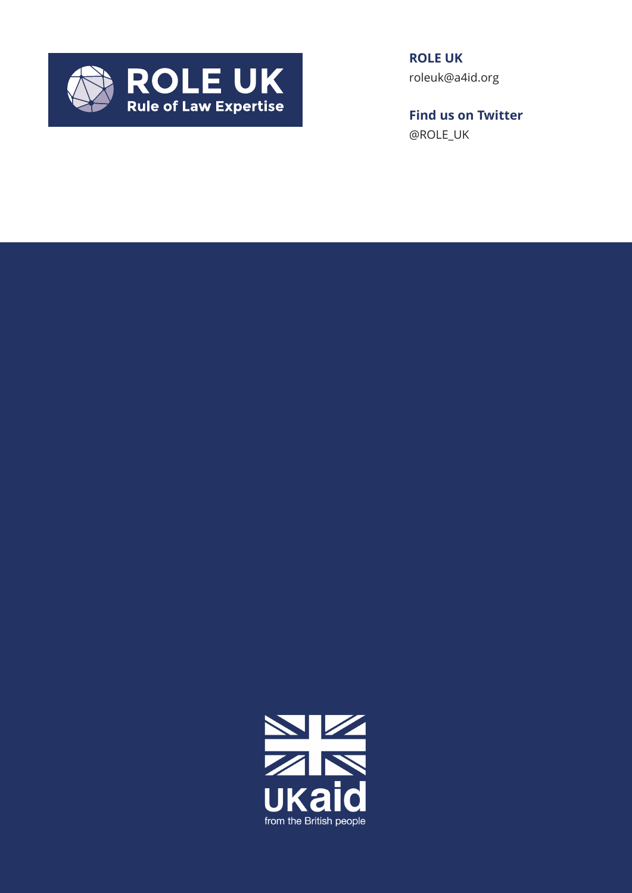ROLE UK
Rule of Law Expertise

**ROLE UK**
roleuk@a4id.org

**Find us on Twitter**
@ROLE_UK

UKaid
from the British people